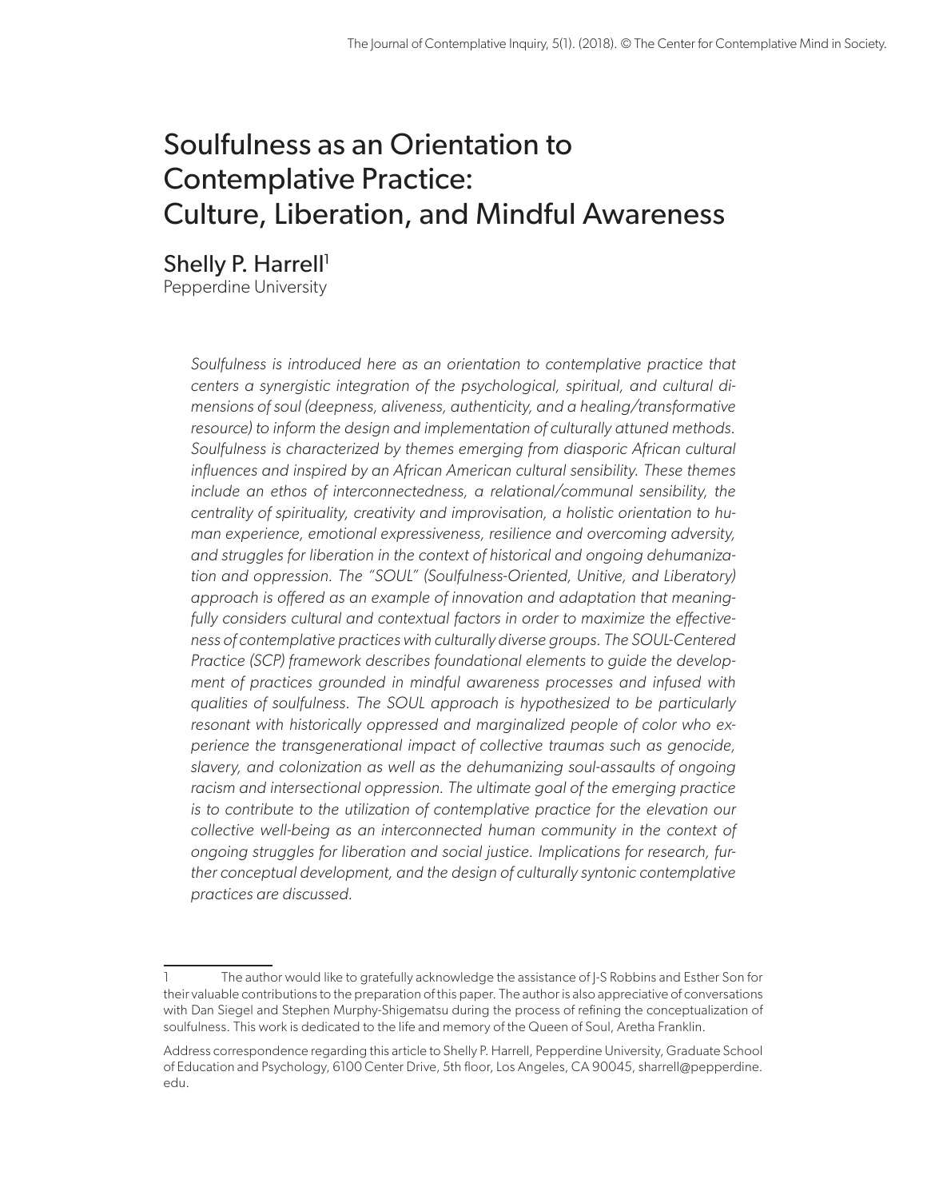# Soulfulness as an Orientation to Contemplative Practice: Culture, Liberation, and Mindful Awareness

## Shelly P. Harrell[1]

Pepperdine University

*Soulfulness is introduced here as an orientation to contemplative practice that centers a synergistic integration of the psychological, spiritual, and cultural dimensions of soul (deepness, aliveness, authenticity, and a healing/transformative resource) to inform the design and implementation of culturally attuned methods. Soulfulness is characterized by themes emerging from diasporic African cultural influences and inspired by an African American cultural sensibility. These themes include an ethos of interconnectedness, a relational/communal sensibility, the centrality of spirituality, creativity and improvisation, a holistic orientation to human experience, emotional expressiveness, resilience and overcoming adversity, and struggles for liberation in the context of historical and ongoing dehumanization and oppression. The "SOUL" (Soulfulness-Oriented, Unitive, and Liberatory) approach is offered as an example of innovation and adaptation that meaningfully considers cultural and contextual factors in order to maximize the effectiveness of contemplative practices with culturally diverse groups. The SOUL-Centered Practice (SCP) framework describes foundational elements to guide the development of practices grounded in mindful awareness processes and infused with qualities of soulfulness. The SOUL approach is hypothesized to be particularly resonant with historically oppressed and marginalized people of color who experience the transgenerational impact of collective traumas such as genocide, slavery, and colonization as well as the dehumanizing soul-assaults of ongoing racism and intersectional oppression. The ultimate goal of the emerging practice is to contribute to the utilization of contemplative practice for the elevation our collective well-being as an interconnected human community in the context of ongoing struggles for liberation and social justice. Implications for research, further conceptual development, and the design of culturally syntonic contemplative practices are discussed.*

---

1 The author would like to gratefully acknowledge the assistance of J-S Robbins and Esther Son for their valuable contributions to the preparation of this paper. The author is also appreciative of conversations with Dan Siegel and Stephen Murphy-Shigematsu during the process of refining the conceptualization of soulfulness. This work is dedicated to the life and memory of the Queen of Soul, Aretha Franklin.

Address correspondence regarding this article to Shelly P. Harrell, Pepperdine University, Graduate School of Education and Psychology, 6100 Center Drive, 5th floor, Los Angeles, CA 90045, sharrell@pepperdine.edu.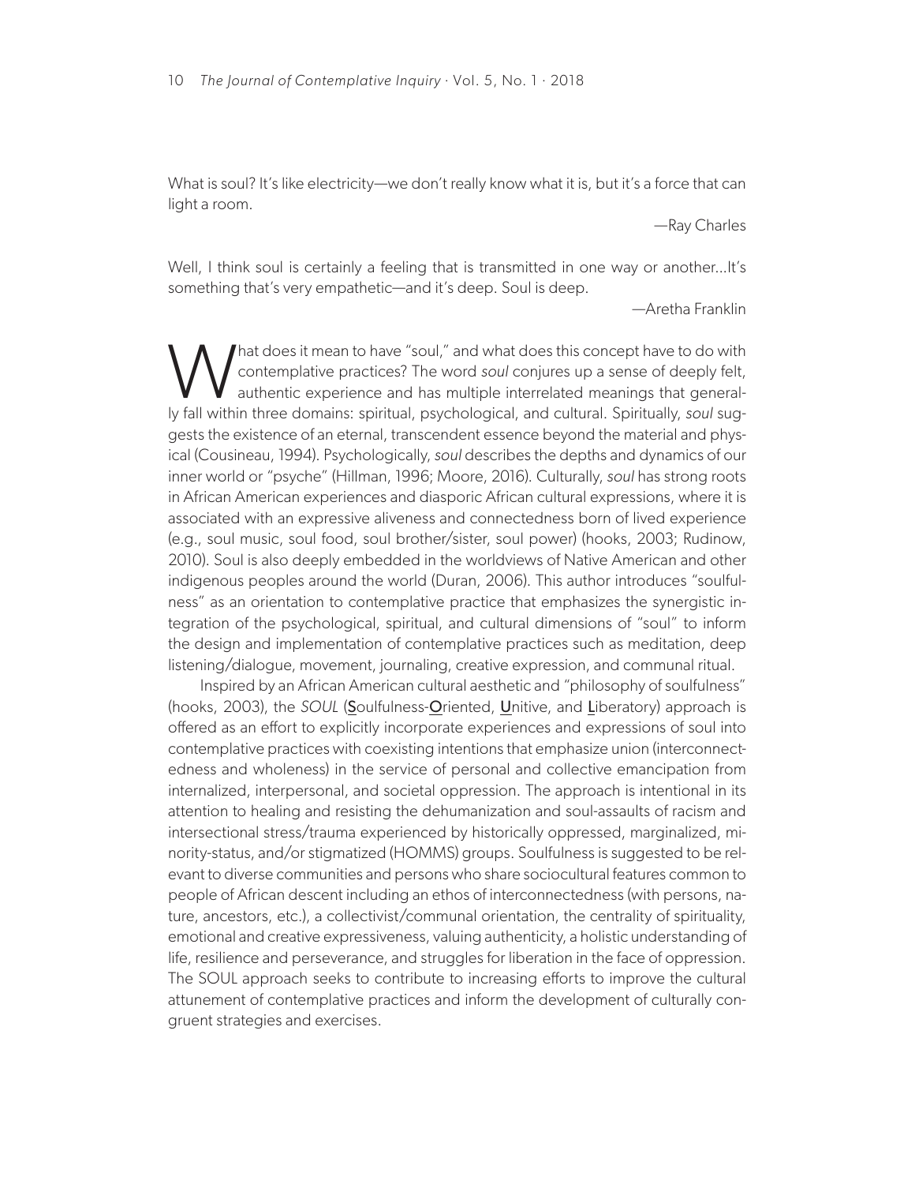What is soul? It's like electricity—we don't really know what it is, but it's a force that can light a room.

—Ray Charles

Well, I think soul is certainly a feeling that is transmitted in one way or another...It's something that's very empathetic—and it's deep. Soul is deep.

—Aretha Franklin

What does it mean to have "soul," and what does this concept have to do with contemplative practices? The word *soul* conjures up a sense of deeply felt, authentic experience and has multiple interrelated meanings that generally fall within three domains: spiritual, psychological, and cultural. Spiritually, *soul* suggests the existence of an eternal, transcendent essence beyond the material and physical (Cousineau, 1994). Psychologically, *soul* describes the depths and dynamics of our inner world or "psyche" (Hillman, 1996; Moore, 2016). Culturally, *soul* has strong roots in African American experiences and diasporic African cultural expressions, where it is associated with an expressive aliveness and connectedness born of lived experience (e.g., soul music, soul food, soul brother/sister, soul power) (hooks, 2003; Rudinow, 2010). Soul is also deeply embedded in the worldviews of Native American and other indigenous peoples around the world (Duran, 2006). This author introduces "soulfulness" as an orientation to contemplative practice that emphasizes the synergistic integration of the psychological, spiritual, and cultural dimensions of "soul" to inform the design and implementation of contemplative practices such as meditation, deep listening/dialogue, movement, journaling, creative expression, and communal ritual.

Inspired by an African American cultural aesthetic and "philosophy of soulfulness" (hooks, 2003), the *SOUL* (**S**oulfulness-**O**riented, **U**nitive, and **L**iberatory) approach is offered as an effort to explicitly incorporate experiences and expressions of soul into contemplative practices with coexisting intentions that emphasize union (interconnectedness and wholeness) in the service of personal and collective emancipation from internalized, interpersonal, and societal oppression. The approach is intentional in its attention to healing and resisting the dehumanization and soul-assaults of racism and intersectional stress/trauma experienced by historically oppressed, marginalized, minority-status, and/or stigmatized (HOMMS) groups. Soulfulness is suggested to be relevant to diverse communities and persons who share sociocultural features common to people of African descent including an ethos of interconnectedness (with persons, nature, ancestors, etc.), a collectivist/communal orientation, the centrality of spirituality, emotional and creative expressiveness, valuing authenticity, a holistic understanding of life, resilience and perseverance, and struggles for liberation in the face of oppression. The SOUL approach seeks to contribute to increasing efforts to improve the cultural attunement of contemplative practices and inform the development of culturally congruent strategies and exercises.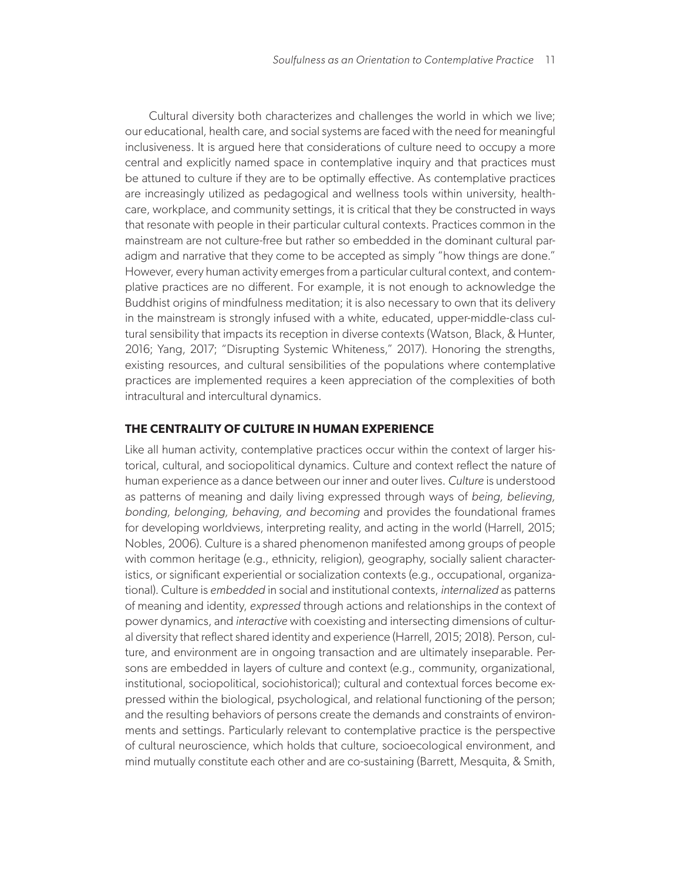Cultural diversity both characterizes and challenges the world in which we live; our educational, health care, and social systems are faced with the need for meaningful inclusiveness. It is argued here that considerations of culture need to occupy a more central and explicitly named space in contemplative inquiry and that practices must be attuned to culture if they are to be optimally effective. As contemplative practices are increasingly utilized as pedagogical and wellness tools within university, health-care, workplace, and community settings, it is critical that they be constructed in ways that resonate with people in their particular cultural contexts. Practices common in the mainstream are not culture-free but rather so embedded in the dominant cultural paradigm and narrative that they come to be accepted as simply "how things are done." However, every human activity emerges from a particular cultural context, and contemplative practices are no different. For example, it is not enough to acknowledge the Buddhist origins of mindfulness meditation; it is also necessary to own that its delivery in the mainstream is strongly infused with a white, educated, upper-middle-class cultural sensibility that impacts its reception in diverse contexts (Watson, Black, & Hunter, 2016; Yang, 2017; "Disrupting Systemic Whiteness," 2017). Honoring the strengths, existing resources, and cultural sensibilities of the populations where contemplative practices are implemented requires a keen appreciation of the complexities of both intracultural and intercultural dynamics.

## THE CENTRALITY OF CULTURE IN HUMAN EXPERIENCE

Like all human activity, contemplative practices occur within the context of larger historical, cultural, and sociopolitical dynamics. Culture and context reflect the nature of human experience as a dance between our inner and outer lives. *Culture* is understood as patterns of meaning and daily living expressed through ways of *being, believing, bonding, belonging, behaving, and becoming* and provides the foundational frames for developing worldviews, interpreting reality, and acting in the world (Harrell, 2015; Nobles, 2006). Culture is a shared phenomenon manifested among groups of people with common heritage (e.g., ethnicity, religion), geography, socially salient characteristics, or significant experiential or socialization contexts (e.g., occupational, organizational). Culture is *embedded* in social and institutional contexts, *internalized* as patterns of meaning and identity, *expressed* through actions and relationships in the context of power dynamics, and *interactive* with coexisting and intersecting dimensions of cultural diversity that reflect shared identity and experience (Harrell, 2015; 2018). Person, culture, and environment are in ongoing transaction and are ultimately inseparable. Persons are embedded in layers of culture and context (e.g., community, organizational, institutional, sociopolitical, sociohistorical); cultural and contextual forces become expressed within the biological, psychological, and relational functioning of the person; and the resulting behaviors of persons create the demands and constraints of environments and settings. Particularly relevant to contemplative practice is the perspective of cultural neuroscience, which holds that culture, socioecological environment, and mind mutually constitute each other and are co-sustaining (Barrett, Mesquita, & Smith,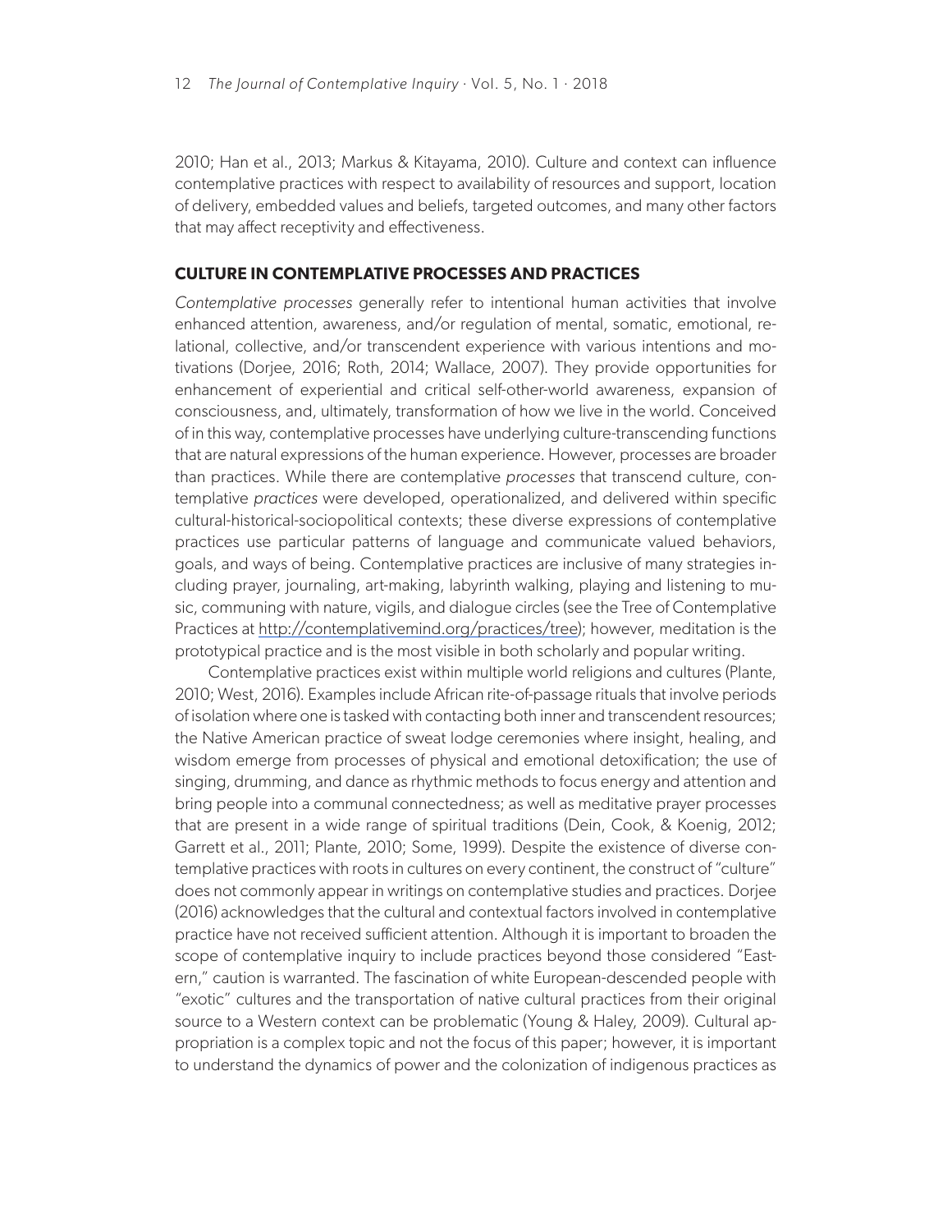2010; Han et al., 2013; Markus & Kitayama, 2010). Culture and context can influence contemplative practices with respect to availability of resources and support, location of delivery, embedded values and beliefs, targeted outcomes, and many other factors that may affect receptivity and effectiveness.

## CULTURE IN CONTEMPLATIVE PROCESSES AND PRACTICES

*Contemplative processes* generally refer to intentional human activities that involve enhanced attention, awareness, and/or regulation of mental, somatic, emotional, relational, collective, and/or transcendent experience with various intentions and motivations (Dorjee, 2016; Roth, 2014; Wallace, 2007). They provide opportunities for enhancement of experiential and critical self-other-world awareness, expansion of consciousness, and, ultimately, transformation of how we live in the world. Conceived of in this way, contemplative processes have underlying culture-transcending functions that are natural expressions of the human experience. However, processes are broader than practices. While there are contemplative *processes* that transcend culture, contemplative *practices* were developed, operationalized, and delivered within specific cultural-historical-sociopolitical contexts; these diverse expressions of contemplative practices use particular patterns of language and communicate valued behaviors, goals, and ways of being. Contemplative practices are inclusive of many strategies including prayer, journaling, art-making, labyrinth walking, playing and listening to music, communing with nature, vigils, and dialogue circles (see the Tree of Contemplative Practices at http://contemplativemind.org/practices/tree); however, meditation is the prototypical practice and is the most visible in both scholarly and popular writing.

Contemplative practices exist within multiple world religions and cultures (Plante, 2010; West, 2016). Examples include African rite-of-passage rituals that involve periods of isolation where one is tasked with contacting both inner and transcendent resources; the Native American practice of sweat lodge ceremonies where insight, healing, and wisdom emerge from processes of physical and emotional detoxification; the use of singing, drumming, and dance as rhythmic methods to focus energy and attention and bring people into a communal connectedness; as well as meditative prayer processes that are present in a wide range of spiritual traditions (Dein, Cook, & Koenig, 2012; Garrett et al., 2011; Plante, 2010; Some, 1999). Despite the existence of diverse contemplative practices with roots in cultures on every continent, the construct of "culture" does not commonly appear in writings on contemplative studies and practices. Dorjee (2016) acknowledges that the cultural and contextual factors involved in contemplative practice have not received sufficient attention. Although it is important to broaden the scope of contemplative inquiry to include practices beyond those considered "Eastern," caution is warranted. The fascination of white European-descended people with "exotic" cultures and the transportation of native cultural practices from their original source to a Western context can be problematic (Young & Haley, 2009). Cultural appropriation is a complex topic and not the focus of this paper; however, it is important to understand the dynamics of power and the colonization of indigenous practices as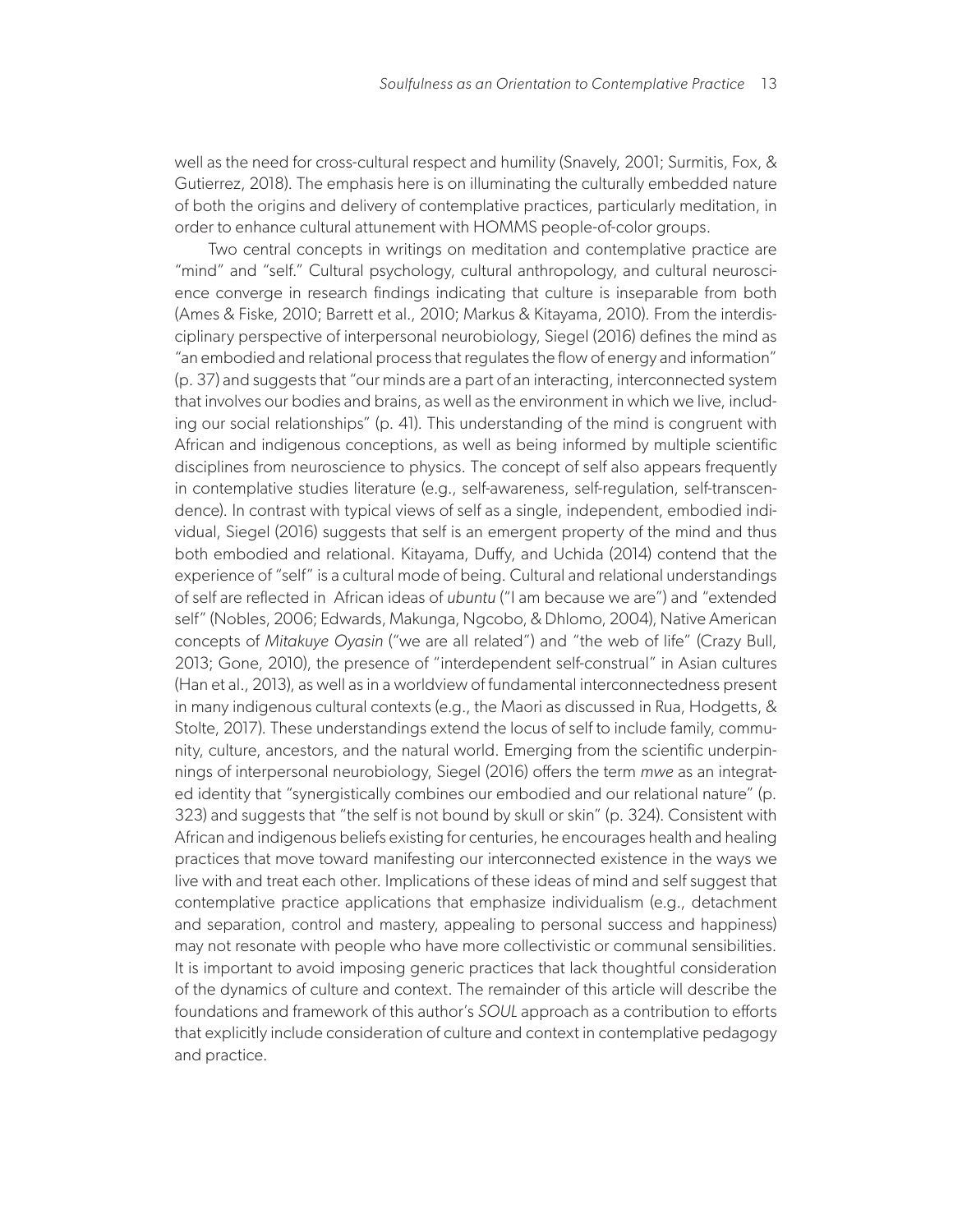well as the need for cross-cultural respect and humility (Snavely, 2001; Surmitis, Fox, & Gutierrez, 2018). The emphasis here is on illuminating the culturally embedded nature of both the origins and delivery of contemplative practices, particularly meditation, in order to enhance cultural attunement with HOMMS people-of-color groups.

Two central concepts in writings on meditation and contemplative practice are "mind" and "self." Cultural psychology, cultural anthropology, and cultural neuroscience converge in research findings indicating that culture is inseparable from both (Ames & Fiske, 2010; Barrett et al., 2010; Markus & Kitayama, 2010). From the interdisciplinary perspective of interpersonal neurobiology, Siegel (2016) defines the mind as "an embodied and relational process that regulates the flow of energy and information" (p. 37) and suggests that "our minds are a part of an interacting, interconnected system that involves our bodies and brains, as well as the environment in which we live, including our social relationships" (p. 41). This understanding of the mind is congruent with African and indigenous conceptions, as well as being informed by multiple scientific disciplines from neuroscience to physics. The concept of self also appears frequently in contemplative studies literature (e.g., self-awareness, self-regulation, self-transcendence). In contrast with typical views of self as a single, independent, embodied individual, Siegel (2016) suggests that self is an emergent property of the mind and thus both embodied and relational. Kitayama, Duffy, and Uchida (2014) contend that the experience of "self" is a cultural mode of being. Cultural and relational understandings of self are reflected in African ideas of *ubuntu* ("I am because we are") and "extended self" (Nobles, 2006; Edwards, Makunga, Ngcobo, & Dhlomo, 2004), Native American concepts of *Mitakuye Oyasin* ("we are all related") and "the web of life" (Crazy Bull, 2013; Gone, 2010), the presence of "interdependent self-construal" in Asian cultures (Han et al., 2013), as well as in a worldview of fundamental interconnectedness present in many indigenous cultural contexts (e.g., the Maori as discussed in Rua, Hodgetts, & Stolte, 2017). These understandings extend the locus of self to include family, community, culture, ancestors, and the natural world. Emerging from the scientific underpinnings of interpersonal neurobiology, Siegel (2016) offers the term *mwe* as an integrated identity that "synergistically combines our embodied and our relational nature" (p. 323) and suggests that "the self is not bound by skull or skin" (p. 324). Consistent with African and indigenous beliefs existing for centuries, he encourages health and healing practices that move toward manifesting our interconnected existence in the ways we live with and treat each other. Implications of these ideas of mind and self suggest that contemplative practice applications that emphasize individualism (e.g., detachment and separation, control and mastery, appealing to personal success and happiness) may not resonate with people who have more collectivistic or communal sensibilities. It is important to avoid imposing generic practices that lack thoughtful consideration of the dynamics of culture and context. The remainder of this article will describe the foundations and framework of this author's *SOUL* approach as a contribution to efforts that explicitly include consideration of culture and context in contemplative pedagogy and practice.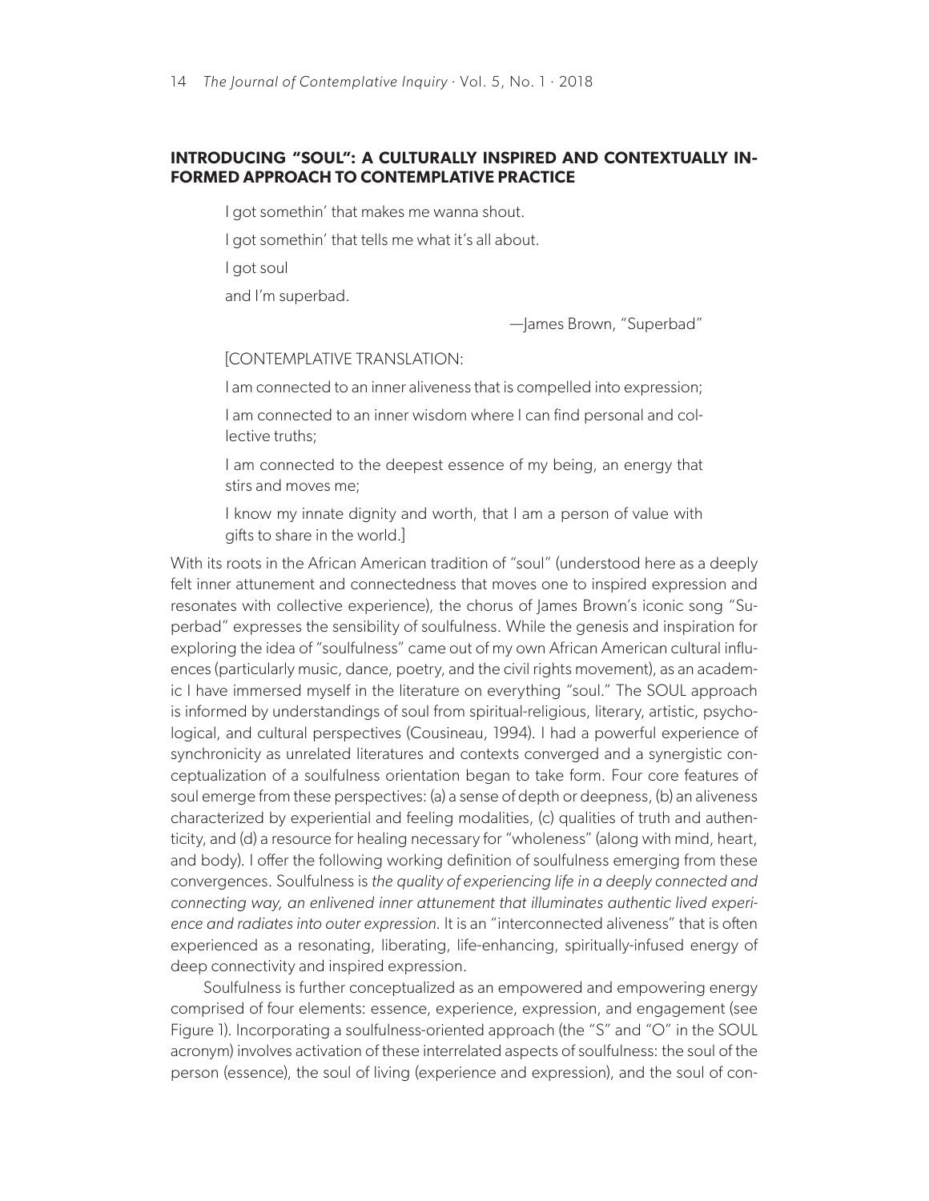## INTRODUCING "SOUL": A CULTURALLY INSPIRED AND CONTEXTUALLY INFORMED APPROACH TO CONTEMPLATIVE PRACTICE

> I got somethin' that makes me wanna shout.
>
> I got somethin' that tells me what it's all about.
>
> I got soul
>
> and I'm superbad.
>
> —James Brown, "Superbad"

> [CONTEMPLATIVE TRANSLATION:
>
> I am connected to an inner aliveness that is compelled into expression;
>
> I am connected to an inner wisdom where I can find personal and collective truths;
>
> I am connected to the deepest essence of my being, an energy that stirs and moves me;
>
> I know my innate dignity and worth, that I am a person of value with gifts to share in the world.]

With its roots in the African American tradition of "soul" (understood here as a deeply felt inner attunement and connectedness that moves one to inspired expression and resonates with collective experience), the chorus of James Brown's iconic song "Superbad" expresses the sensibility of soulfulness. While the genesis and inspiration for exploring the idea of "soulfulness" came out of my own African American cultural influences (particularly music, dance, poetry, and the civil rights movement), as an academic I have immersed myself in the literature on everything "soul." The SOUL approach is informed by understandings of soul from spiritual-religious, literary, artistic, psychological, and cultural perspectives (Cousineau, 1994). I had a powerful experience of synchronicity as unrelated literatures and contexts converged and a synergistic conceptualization of a soulfulness orientation began to take form. Four core features of soul emerge from these perspectives: (a) a sense of depth or deepness, (b) an aliveness characterized by experiential and feeling modalities, (c) qualities of truth and authenticity, and (d) a resource for healing necessary for "wholeness" (along with mind, heart, and body). I offer the following working definition of soulfulness emerging from these convergences. Soulfulness is *the quality of experiencing life in a deeply connected and connecting way, an enlivened inner attunement that illuminates authentic lived experience and radiates into outer expression.* It is an "interconnected aliveness" that is often experienced as a resonating, liberating, life-enhancing, spiritually-infused energy of deep connectivity and inspired expression.

Soulfulness is further conceptualized as an empowered and empowering energy comprised of four elements: essence, experience, expression, and engagement (see Figure 1). Incorporating a soulfulness-oriented approach (the "S" and "O" in the SOUL acronym) involves activation of these interrelated aspects of soulfulness: the soul of the person (essence), the soul of living (experience and expression), and the soul of con-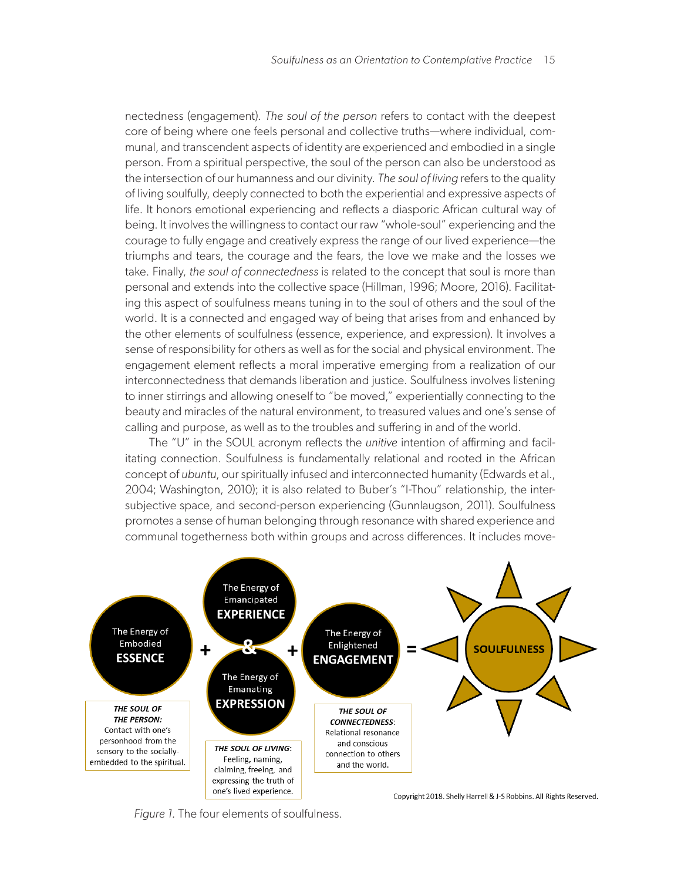nectedness (engagement). *The soul of the person* refers to contact with the deepest core of being where one feels personal and collective truths—where individual, communal, and transcendent aspects of identity are experienced and embodied in a single person. From a spiritual perspective, the soul of the person can also be understood as the intersection of our humanness and our divinity. *The soul of living* refers to the quality of living soulfully, deeply connected to both the experiential and expressive aspects of life. It honors emotional experiencing and reflects a diasporic African cultural way of being. It involves the willingness to contact our raw "whole-soul" experiencing and the courage to fully engage and creatively express the range of our lived experience—the triumphs and tears, the courage and the fears, the love we make and the losses we take. Finally, *the soul of connectedness* is related to the concept that soul is more than personal and extends into the collective space (Hillman, 1996; Moore, 2016). Facilitating this aspect of soulfulness means tuning in to the soul of others and the soul of the world. It is a connected and engaged way of being that arises from and enhanced by the other elements of soulfulness (essence, experience, and expression). It involves a sense of responsibility for others as well as for the social and physical environment. The engagement element reflects a moral imperative emerging from a realization of our interconnectedness that demands liberation and justice. Soulfulness involves listening to inner stirrings and allowing oneself to "be moved," experientially connecting to the beauty and miracles of the natural environment, to treasured values and one's sense of calling and purpose, as well as to the troubles and suffering in and of the world.

The "U" in the SOUL acronym reflects the *unitive* intention of affirming and facilitating connection. Soulfulness is fundamentally relational and rooted in the African concept of *ubuntu*, our spiritually infused and interconnected humanity (Edwards et al., 2004; Washington, 2010); it is also related to Buber's "I-Thou" relationship, the intersubjective space, and second-person experiencing (Gunnlaugson, 2011). Soulfulness promotes a sense of human belonging through resonance with shared experience and communal togetherness both within groups and across differences. It includes move-

The Energy of Embodied **ESSENCE** + The Energy of Emancipated **EXPERIENCE** & The Energy of Emanating **EXPRESSION** + The Energy of Enlightened **ENGAGEMENT** = **SOULFULNESS**

***THE SOUL OF THE PERSON:*** Contact with one's personhood from the sensory to the socially-embedded to the spiritual.

***THE SOUL OF LIVING***: Feeling, naming, claiming, freeing, and expressing the truth of one's lived experience.

***THE SOUL OF CONNECTEDNESS***: Relational resonance and conscious connection to others and the world.

Copyright 2018. Shelly Harrell & J-S Robbins. All Rights Reserved.

*Figure 1.* The four elements of soulfulness.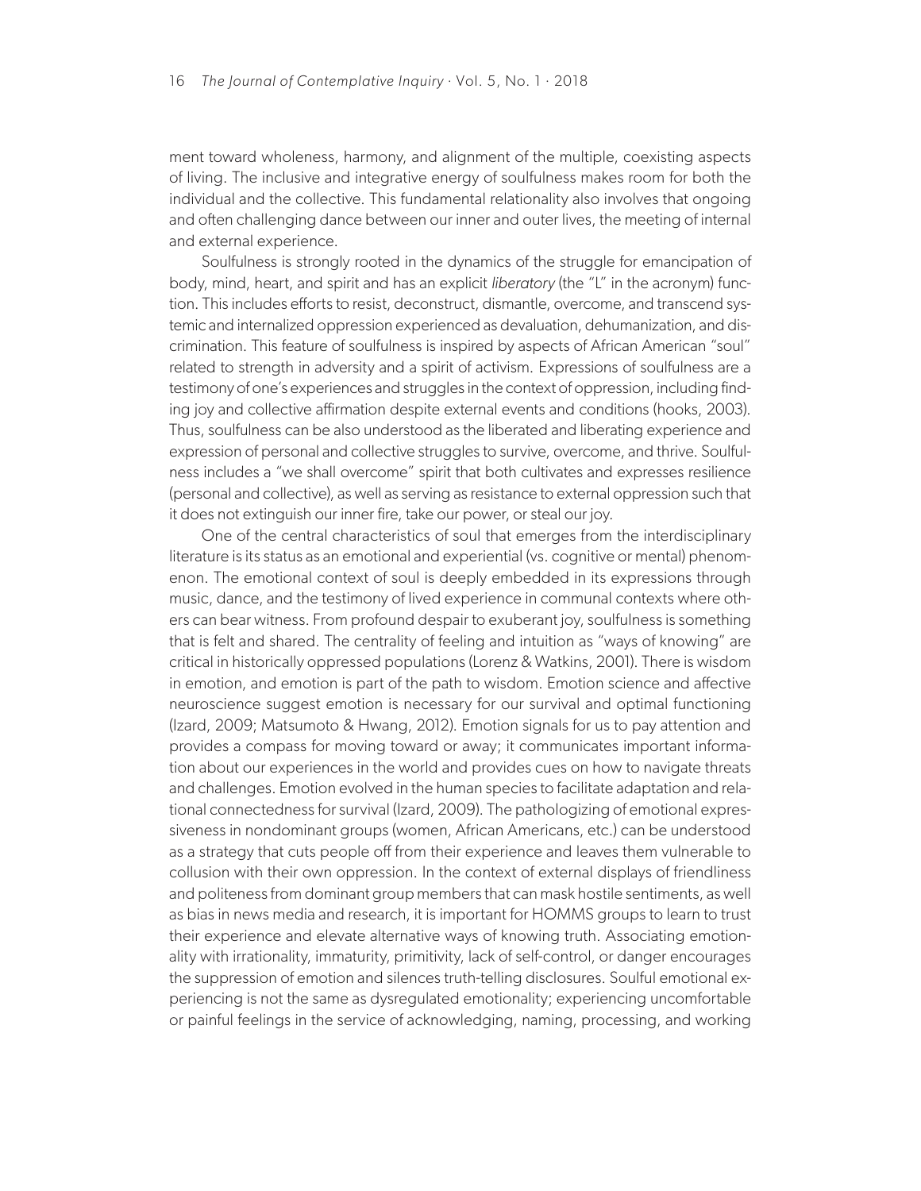ment toward wholeness, harmony, and alignment of the multiple, coexisting aspects of living. The inclusive and integrative energy of soulfulness makes room for both the individual and the collective. This fundamental relationality also involves that ongoing and often challenging dance between our inner and outer lives, the meeting of internal and external experience.

Soulfulness is strongly rooted in the dynamics of the struggle for emancipation of body, mind, heart, and spirit and has an explicit *liberatory* (the "L" in the acronym) function. This includes efforts to resist, deconstruct, dismantle, overcome, and transcend systemic and internalized oppression experienced as devaluation, dehumanization, and discrimination. This feature of soulfulness is inspired by aspects of African American "soul" related to strength in adversity and a spirit of activism. Expressions of soulfulness are a testimony of one's experiences and struggles in the context of oppression, including finding joy and collective affirmation despite external events and conditions (hooks, 2003). Thus, soulfulness can be also understood as the liberated and liberating experience and expression of personal and collective struggles to survive, overcome, and thrive. Soulfulness includes a "we shall overcome" spirit that both cultivates and expresses resilience (personal and collective), as well as serving as resistance to external oppression such that it does not extinguish our inner fire, take our power, or steal our joy.

One of the central characteristics of soul that emerges from the interdisciplinary literature is its status as an emotional and experiential (vs. cognitive or mental) phenomenon. The emotional context of soul is deeply embedded in its expressions through music, dance, and the testimony of lived experience in communal contexts where others can bear witness. From profound despair to exuberant joy, soulfulness is something that is felt and shared. The centrality of feeling and intuition as "ways of knowing" are critical in historically oppressed populations (Lorenz & Watkins, 2001). There is wisdom in emotion, and emotion is part of the path to wisdom. Emotion science and affective neuroscience suggest emotion is necessary for our survival and optimal functioning (Izard, 2009; Matsumoto & Hwang, 2012). Emotion signals for us to pay attention and provides a compass for moving toward or away; it communicates important information about our experiences in the world and provides cues on how to navigate threats and challenges. Emotion evolved in the human species to facilitate adaptation and relational connectedness for survival (Izard, 2009). The pathologizing of emotional expressiveness in nondominant groups (women, African Americans, etc.) can be understood as a strategy that cuts people off from their experience and leaves them vulnerable to collusion with their own oppression. In the context of external displays of friendliness and politeness from dominant group members that can mask hostile sentiments, as well as bias in news media and research, it is important for HOMMS groups to learn to trust their experience and elevate alternative ways of knowing truth. Associating emotionality with irrationality, immaturity, primitivity, lack of self-control, or danger encourages the suppression of emotion and silences truth-telling disclosures. Soulful emotional experiencing is not the same as dysregulated emotionality; experiencing uncomfortable or painful feelings in the service of acknowledging, naming, processing, and working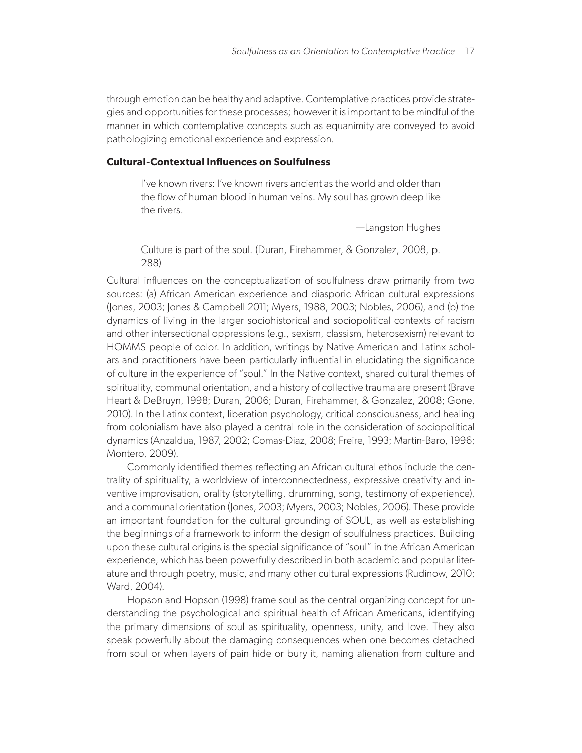through emotion can be healthy and adaptive. Contemplative practices provide strategies and opportunities for these processes; however it is important to be mindful of the manner in which contemplative concepts such as equanimity are conveyed to avoid pathologizing emotional experience and expression.

### Cultural-Contextual Influences on Soulfulness

> I've known rivers: I've known rivers ancient as the world and older than the flow of human blood in human veins. My soul has grown deep like the rivers.
>
> —Langston Hughes

> Culture is part of the soul. (Duran, Firehammer, & Gonzalez, 2008, p. 288)

Cultural influences on the conceptualization of soulfulness draw primarily from two sources: (a) African American experience and diasporic African cultural expressions (Jones, 2003; Jones & Campbell 2011; Myers, 1988, 2003; Nobles, 2006), and (b) the dynamics of living in the larger sociohistorical and sociopolitical contexts of racism and other intersectional oppressions (e.g., sexism, classism, heterosexism) relevant to HOMMS people of color. In addition, writings by Native American and Latinx scholars and practitioners have been particularly influential in elucidating the significance of culture in the experience of "soul." In the Native context, shared cultural themes of spirituality, communal orientation, and a history of collective trauma are present (Brave Heart & DeBruyn, 1998; Duran, 2006; Duran, Firehammer, & Gonzalez, 2008; Gone, 2010). In the Latinx context, liberation psychology, critical consciousness, and healing from colonialism have also played a central role in the consideration of sociopolitical dynamics (Anzaldua, 1987, 2002; Comas-Diaz, 2008; Freire, 1993; Martin-Baro, 1996; Montero, 2009).

Commonly identified themes reflecting an African cultural ethos include the centrality of spirituality, a worldview of interconnectedness, expressive creativity and inventive improvisation, orality (storytelling, drumming, song, testimony of experience), and a communal orientation (Jones, 2003; Myers, 2003; Nobles, 2006). These provide an important foundation for the cultural grounding of SOUL, as well as establishing the beginnings of a framework to inform the design of soulfulness practices. Building upon these cultural origins is the special significance of "soul" in the African American experience, which has been powerfully described in both academic and popular literature and through poetry, music, and many other cultural expressions (Rudinow, 2010; Ward, 2004).

Hopson and Hopson (1998) frame soul as the central organizing concept for understanding the psychological and spiritual health of African Americans, identifying the primary dimensions of soul as spirituality, openness, unity, and love. They also speak powerfully about the damaging consequences when one becomes detached from soul or when layers of pain hide or bury it, naming alienation from culture and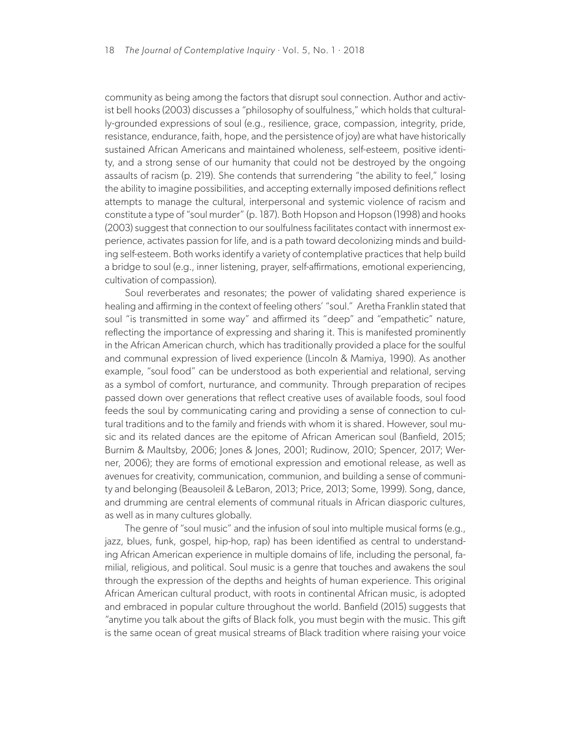community as being among the factors that disrupt soul connection. Author and activist bell hooks (2003) discusses a "philosophy of soulfulness," which holds that culturally-grounded expressions of soul (e.g., resilience, grace, compassion, integrity, pride, resistance, endurance, faith, hope, and the persistence of joy) are what have historically sustained African Americans and maintained wholeness, self-esteem, positive identity, and a strong sense of our humanity that could not be destroyed by the ongoing assaults of racism (p. 219). She contends that surrendering "the ability to feel," losing the ability to imagine possibilities, and accepting externally imposed definitions reflect attempts to manage the cultural, interpersonal and systemic violence of racism and constitute a type of "soul murder" (p. 187). Both Hopson and Hopson (1998) and hooks (2003) suggest that connection to our soulfulness facilitates contact with innermost experience, activates passion for life, and is a path toward decolonizing minds and building self-esteem. Both works identify a variety of contemplative practices that help build a bridge to soul (e.g., inner listening, prayer, self-affirmations, emotional experiencing, cultivation of compassion).

Soul reverberates and resonates; the power of validating shared experience is healing and affirming in the context of feeling others' "soul." Aretha Franklin stated that soul "is transmitted in some way" and affirmed its "deep" and "empathetic" nature, reflecting the importance of expressing and sharing it. This is manifested prominently in the African American church, which has traditionally provided a place for the soulful and communal expression of lived experience (Lincoln & Mamiya, 1990). As another example, "soul food" can be understood as both experiential and relational, serving as a symbol of comfort, nurturance, and community. Through preparation of recipes passed down over generations that reflect creative uses of available foods, soul food feeds the soul by communicating caring and providing a sense of connection to cultural traditions and to the family and friends with whom it is shared. However, soul music and its related dances are the epitome of African American soul (Banfield, 2015; Burnim & Maultsby, 2006; Jones & Jones, 2001; Rudinow, 2010; Spencer, 2017; Werner, 2006); they are forms of emotional expression and emotional release, as well as avenues for creativity, communication, communion, and building a sense of community and belonging (Beausoleil & LeBaron, 2013; Price, 2013; Some, 1999). Song, dance, and drumming are central elements of communal rituals in African diasporic cultures, as well as in many cultures globally.

The genre of "soul music" and the infusion of soul into multiple musical forms (e.g., jazz, blues, funk, gospel, hip-hop, rap) has been identified as central to understanding African American experience in multiple domains of life, including the personal, familial, religious, and political. Soul music is a genre that touches and awakens the soul through the expression of the depths and heights of human experience. This original African American cultural product, with roots in continental African music, is adopted and embraced in popular culture throughout the world. Banfield (2015) suggests that "anytime you talk about the gifts of Black folk, you must begin with the music. This gift is the same ocean of great musical streams of Black tradition where raising your voice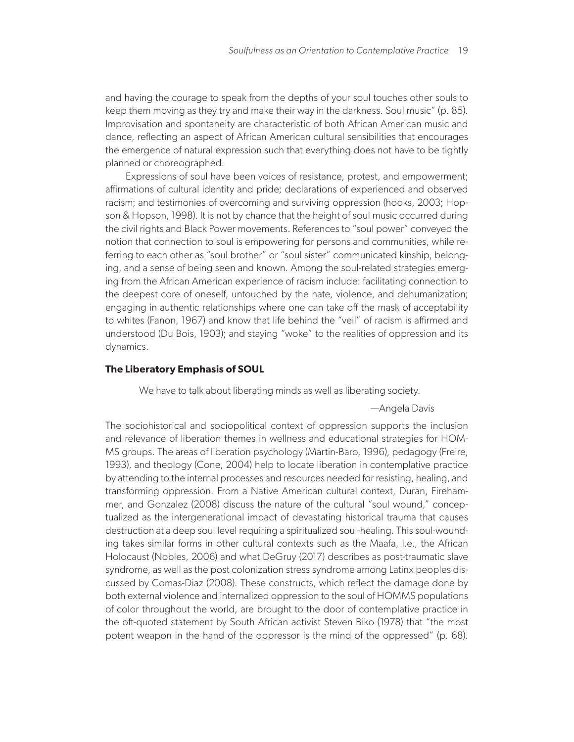and having the courage to speak from the depths of your soul touches other souls to keep them moving as they try and make their way in the darkness. Soul music" (p. 85). Improvisation and spontaneity are characteristic of both African American music and dance, reflecting an aspect of African American cultural sensibilities that encourages the emergence of natural expression such that everything does not have to be tightly planned or choreographed.

Expressions of soul have been voices of resistance, protest, and empowerment; affirmations of cultural identity and pride; declarations of experienced and observed racism; and testimonies of overcoming and surviving oppression (hooks, 2003; Hopson & Hopson, 1998). It is not by chance that the height of soul music occurred during the civil rights and Black Power movements. References to "soul power" conveyed the notion that connection to soul is empowering for persons and communities, while referring to each other as "soul brother" or "soul sister" communicated kinship, belonging, and a sense of being seen and known. Among the soul-related strategies emerging from the African American experience of racism include: facilitating connection to the deepest core of oneself, untouched by the hate, violence, and dehumanization; engaging in authentic relationships where one can take off the mask of acceptability to whites (Fanon, 1967) and know that life behind the "veil" of racism is affirmed and understood (Du Bois, 1903); and staying "woke" to the realities of oppression and its dynamics.

### The Liberatory Emphasis of SOUL

> We have to talk about liberating minds as well as liberating society.
>
> —Angela Davis

The sociohistorical and sociopolitical context of oppression supports the inclusion and relevance of liberation themes in wellness and educational strategies for HOMMS groups. The areas of liberation psychology (Martin-Baro, 1996), pedagogy (Freire, 1993), and theology (Cone, 2004) help to locate liberation in contemplative practice by attending to the internal processes and resources needed for resisting, healing, and transforming oppression. From a Native American cultural context, Duran, Firehammer, and Gonzalez (2008) discuss the nature of the cultural "soul wound," conceptualized as the intergenerational impact of devastating historical trauma that causes destruction at a deep soul level requiring a spiritualized soul-healing. This soul-wounding takes similar forms in other cultural contexts such as the Maafa, i.e., the African Holocaust (Nobles, 2006) and what DeGruy (2017) describes as post-traumatic slave syndrome, as well as the post colonization stress syndrome among Latinx peoples discussed by Comas-Diaz (2008). These constructs, which reflect the damage done by both external violence and internalized oppression to the soul of HOMMS populations of color throughout the world, are brought to the door of contemplative practice in the oft-quoted statement by South African activist Steven Biko (1978) that "the most potent weapon in the hand of the oppressor is the mind of the oppressed" (p. 68).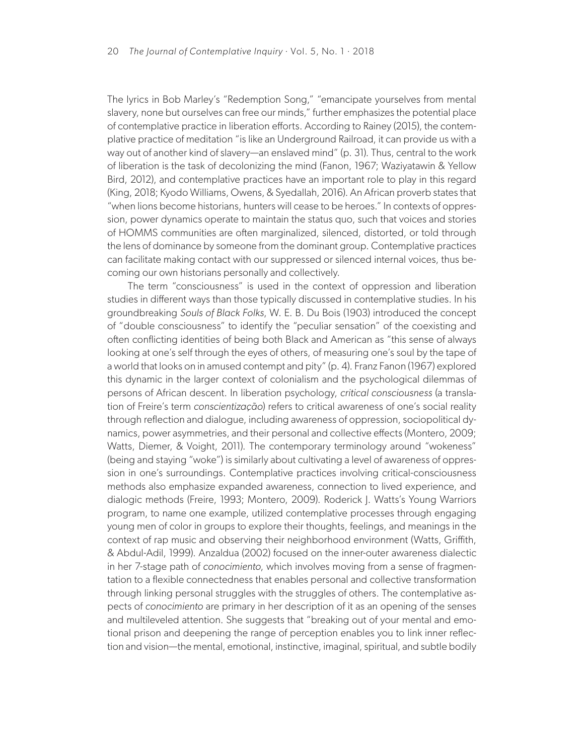The lyrics in Bob Marley's "Redemption Song," "emancipate yourselves from mental slavery, none but ourselves can free our minds," further emphasizes the potential place of contemplative practice in liberation efforts. According to Rainey (2015), the contemplative practice of meditation "is like an Underground Railroad, it can provide us with a way out of another kind of slavery—an enslaved mind" (p. 31). Thus, central to the work of liberation is the task of decolonizing the mind (Fanon, 1967; Waziyatawin & Yellow Bird, 2012), and contemplative practices have an important role to play in this regard (King, 2018; Kyodo Williams, Owens, & Syedallah, 2016). An African proverb states that "when lions become historians, hunters will cease to be heroes." In contexts of oppression, power dynamics operate to maintain the status quo, such that voices and stories of HOMMS communities are often marginalized, silenced, distorted, or told through the lens of dominance by someone from the dominant group. Contemplative practices can facilitate making contact with our suppressed or silenced internal voices, thus becoming our own historians personally and collectively.

The term "consciousness" is used in the context of oppression and liberation studies in different ways than those typically discussed in contemplative studies. In his groundbreaking *Souls of Black Folks*, W. E. B. Du Bois (1903) introduced the concept of "double consciousness" to identify the "peculiar sensation" of the coexisting and often conflicting identities of being both Black and American as "this sense of always looking at one's self through the eyes of others, of measuring one's soul by the tape of a world that looks on in amused contempt and pity" (p. 4). Franz Fanon (1967) explored this dynamic in the larger context of colonialism and the psychological dilemmas of persons of African descent. In liberation psychology, *critical consciousness* (a translation of Freire's term *conscientização*) refers to critical awareness of one's social reality through reflection and dialogue, including awareness of oppression, sociopolitical dynamics, power asymmetries, and their personal and collective effects (Montero, 2009; Watts, Diemer, & Voight, 2011). The contemporary terminology around "wokeness" (being and staying "woke") is similarly about cultivating a level of awareness of oppression in one's surroundings. Contemplative practices involving critical-consciousness methods also emphasize expanded awareness, connection to lived experience, and dialogic methods (Freire, 1993; Montero, 2009). Roderick J. Watts's Young Warriors program, to name one example, utilized contemplative processes through engaging young men of color in groups to explore their thoughts, feelings, and meanings in the context of rap music and observing their neighborhood environment (Watts, Griffith, & Abdul-Adil, 1999). Anzaldua (2002) focused on the inner-outer awareness dialectic in her 7-stage path of *conocimiento*, which involves moving from a sense of fragmentation to a flexible connectedness that enables personal and collective transformation through linking personal struggles with the struggles of others. The contemplative aspects of *conocimiento* are primary in her description of it as an opening of the senses and multileveled attention. She suggests that "breaking out of your mental and emotional prison and deepening the range of perception enables you to link inner reflection and vision—the mental, emotional, instinctive, imaginal, spiritual, and subtle bodily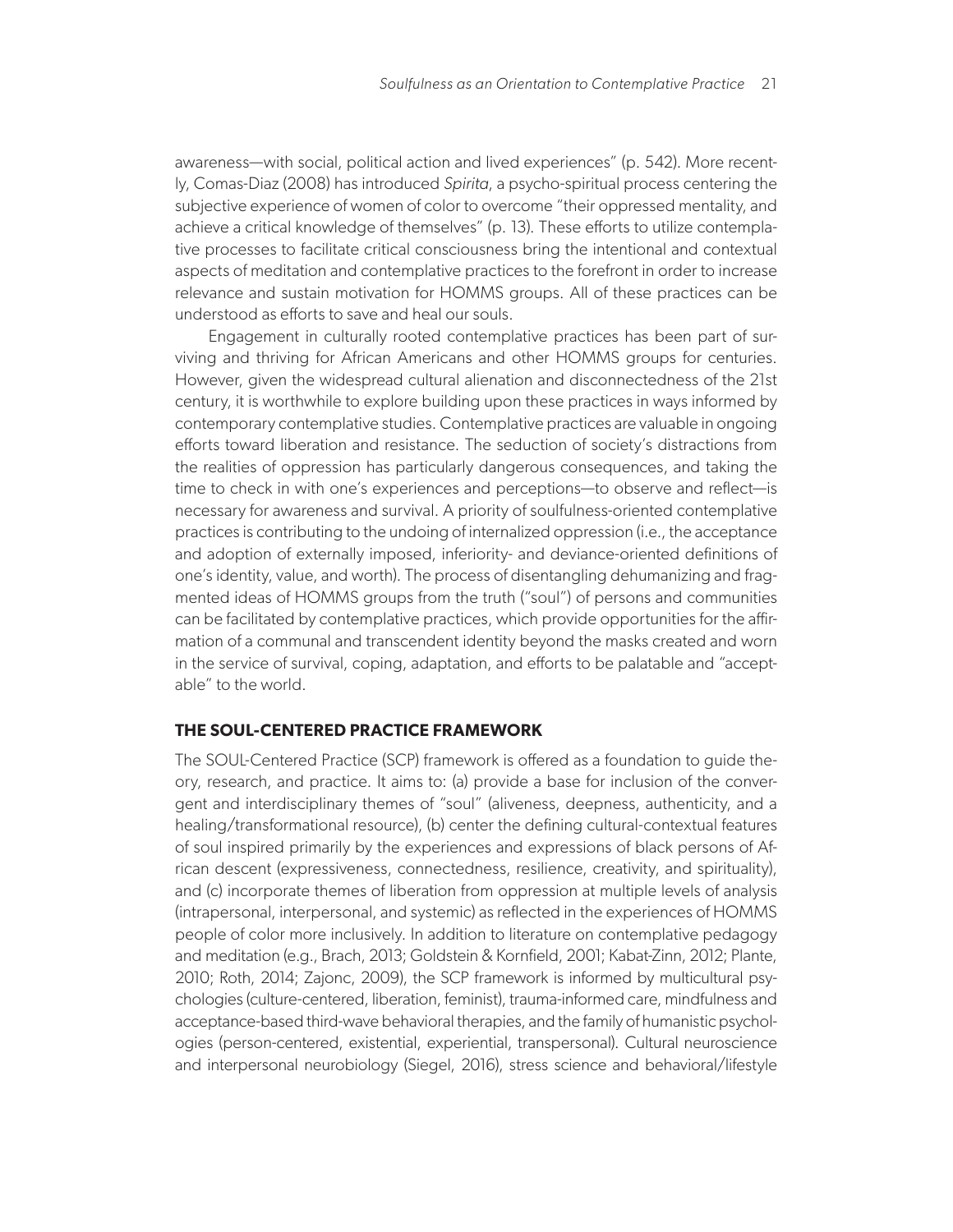awareness—with social, political action and lived experiences" (p. 542). More recently, Comas-Diaz (2008) has introduced *Spirita*, a psycho-spiritual process centering the subjective experience of women of color to overcome "their oppressed mentality, and achieve a critical knowledge of themselves" (p. 13). These efforts to utilize contemplative processes to facilitate critical consciousness bring the intentional and contextual aspects of meditation and contemplative practices to the forefront in order to increase relevance and sustain motivation for HOMMS groups. All of these practices can be understood as efforts to save and heal our souls.

Engagement in culturally rooted contemplative practices has been part of surviving and thriving for African Americans and other HOMMS groups for centuries. However, given the widespread cultural alienation and disconnectedness of the 21st century, it is worthwhile to explore building upon these practices in ways informed by contemporary contemplative studies. Contemplative practices are valuable in ongoing efforts toward liberation and resistance. The seduction of society's distractions from the realities of oppression has particularly dangerous consequences, and taking the time to check in with one's experiences and perceptions—to observe and reflect—is necessary for awareness and survival. A priority of soulfulness-oriented contemplative practices is contributing to the undoing of internalized oppression (i.e., the acceptance and adoption of externally imposed, inferiority- and deviance-oriented definitions of one's identity, value, and worth). The process of disentangling dehumanizing and fragmented ideas of HOMMS groups from the truth ("soul") of persons and communities can be facilitated by contemplative practices, which provide opportunities for the affirmation of a communal and transcendent identity beyond the masks created and worn in the service of survival, coping, adaptation, and efforts to be palatable and "acceptable" to the world.

## THE SOUL-CENTERED PRACTICE FRAMEWORK

The SOUL-Centered Practice (SCP) framework is offered as a foundation to guide theory, research, and practice. It aims to: (a) provide a base for inclusion of the convergent and interdisciplinary themes of "soul" (aliveness, deepness, authenticity, and a healing/transformational resource), (b) center the defining cultural-contextual features of soul inspired primarily by the experiences and expressions of black persons of African descent (expressiveness, connectedness, resilience, creativity, and spirituality), and (c) incorporate themes of liberation from oppression at multiple levels of analysis (intrapersonal, interpersonal, and systemic) as reflected in the experiences of HOMMS people of color more inclusively. In addition to literature on contemplative pedagogy and meditation (e.g., Brach, 2013; Goldstein & Kornfield, 2001; Kabat-Zinn, 2012; Plante, 2010; Roth, 2014; Zajonc, 2009), the SCP framework is informed by multicultural psychologies (culture-centered, liberation, feminist), trauma-informed care, mindfulness and acceptance-based third-wave behavioral therapies, and the family of humanistic psychologies (person-centered, existential, experiential, transpersonal). Cultural neuroscience and interpersonal neurobiology (Siegel, 2016), stress science and behavioral/lifestyle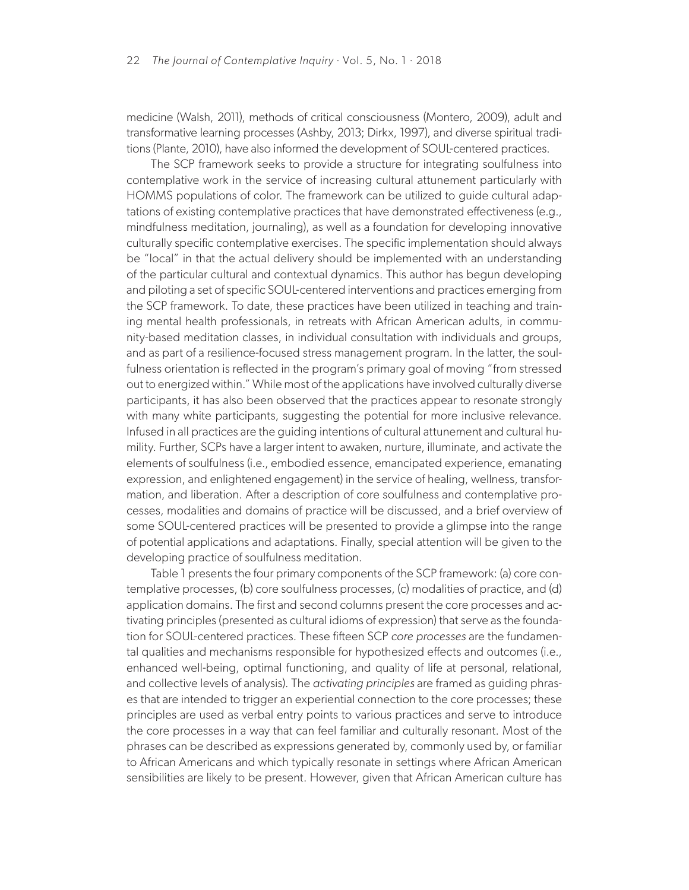medicine (Walsh, 2011), methods of critical consciousness (Montero, 2009), adult and transformative learning processes (Ashby, 2013; Dirkx, 1997), and diverse spiritual traditions (Plante, 2010), have also informed the development of SOUL-centered practices.

The SCP framework seeks to provide a structure for integrating soulfulness into contemplative work in the service of increasing cultural attunement particularly with HOMMS populations of color. The framework can be utilized to guide cultural adaptations of existing contemplative practices that have demonstrated effectiveness (e.g., mindfulness meditation, journaling), as well as a foundation for developing innovative culturally specific contemplative exercises. The specific implementation should always be "local" in that the actual delivery should be implemented with an understanding of the particular cultural and contextual dynamics. This author has begun developing and piloting a set of specific SOUL-centered interventions and practices emerging from the SCP framework. To date, these practices have been utilized in teaching and training mental health professionals, in retreats with African American adults, in community-based meditation classes, in individual consultation with individuals and groups, and as part of a resilience-focused stress management program. In the latter, the soulfulness orientation is reflected in the program's primary goal of moving "from stressed out to energized within." While most of the applications have involved culturally diverse participants, it has also been observed that the practices appear to resonate strongly with many white participants, suggesting the potential for more inclusive relevance. Infused in all practices are the guiding intentions of cultural attunement and cultural humility. Further, SCPs have a larger intent to awaken, nurture, illuminate, and activate the elements of soulfulness (i.e., embodied essence, emancipated experience, emanating expression, and enlightened engagement) in the service of healing, wellness, transformation, and liberation. After a description of core soulfulness and contemplative processes, modalities and domains of practice will be discussed, and a brief overview of some SOUL-centered practices will be presented to provide a glimpse into the range of potential applications and adaptations. Finally, special attention will be given to the developing practice of soulfulness meditation.

Table 1 presents the four primary components of the SCP framework: (a) core contemplative processes, (b) core soulfulness processes, (c) modalities of practice, and (d) application domains. The first and second columns present the core processes and activating principles (presented as cultural idioms of expression) that serve as the foundation for SOUL-centered practices. These fifteen SCP *core processes* are the fundamental qualities and mechanisms responsible for hypothesized effects and outcomes (i.e., enhanced well-being, optimal functioning, and quality of life at personal, relational, and collective levels of analysis). The *activating principles* are framed as guiding phrases that are intended to trigger an experiential connection to the core processes; these principles are used as verbal entry points to various practices and serve to introduce the core processes in a way that can feel familiar and culturally resonant. Most of the phrases can be described as expressions generated by, commonly used by, or familiar to African Americans and which typically resonate in settings where African American sensibilities are likely to be present. However, given that African American culture has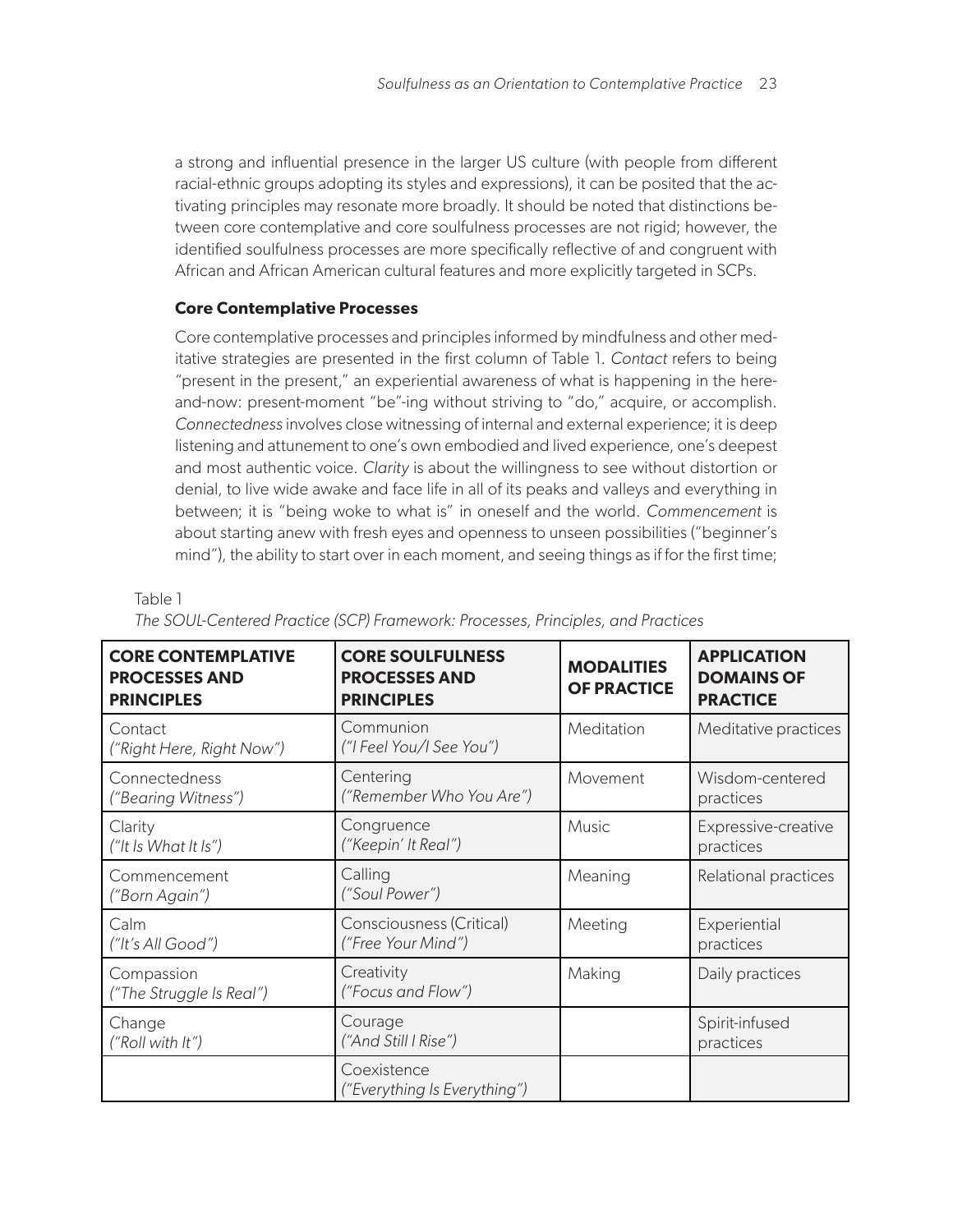a strong and influential presence in the larger US culture (with people from different racial-ethnic groups adopting its styles and expressions), it can be posited that the activating principles may resonate more broadly. It should be noted that distinctions between core contemplative and core soulfulness processes are not rigid; however, the identified soulfulness processes are more specifically reflective of and congruent with African and African American cultural features and more explicitly targeted in SCPs.

### Core Contemplative Processes

Core contemplative processes and principles informed by mindfulness and other meditative strategies are presented in the first column of Table 1. *Contact* refers to being "present in the present," an experiential awareness of what is happening in the here-and-now: present-moment "be"-ing without striving to "do," acquire, or accomplish. *Connectedness* involves close witnessing of internal and external experience; it is deep listening and attunement to one's own embodied and lived experience, one's deepest and most authentic voice. *Clarity* is about the willingness to see without distortion or denial, to live wide awake and face life in all of its peaks and valleys and everything in between; it is "being woke to what is" in oneself and the world. *Commencement* is about starting anew with fresh eyes and openness to unseen possibilities ("beginner's mind"), the ability to start over in each moment, and seeing things as if for the first time;

Table 1

*The SOUL-Centered Practice (SCP) Framework: Processes, Principles, and Practices*

| **CORE CONTEMPLATIVE PROCESSES AND PRINCIPLES** | **CORE SOULFULNESS PROCESSES AND PRINCIPLES** | **MODALITIES OF PRACTICE** | **APPLICATION DOMAINS OF PRACTICE** |
|---|---|---|---|
| Contact *("Right Here, Right Now")* | Communion *("I Feel You/I See You")* | Meditation | Meditative practices |
| Connectedness *("Bearing Witness")* | Centering *("Remember Who You Are")* | Movement | Wisdom-centered practices |
| Clarity *("It Is What It Is")* | Congruence *("Keepin' It Real")* | Music | Expressive-creative practices |
| Commencement *("Born Again")* | Calling *("Soul Power")* | Meaning | Relational practices |
| Calm *("It's All Good")* | Consciousness (Critical) *("Free Your Mind")* | Meeting | Experiential practices |
| Compassion *("The Struggle Is Real")* | Creativity *("Focus and Flow")* | Making | Daily practices |
| Change *("Roll with It")* | Courage *("And Still I Rise")* | | Spirit-infused practices |
| | Coexistence *("Everything Is Everything")* | | |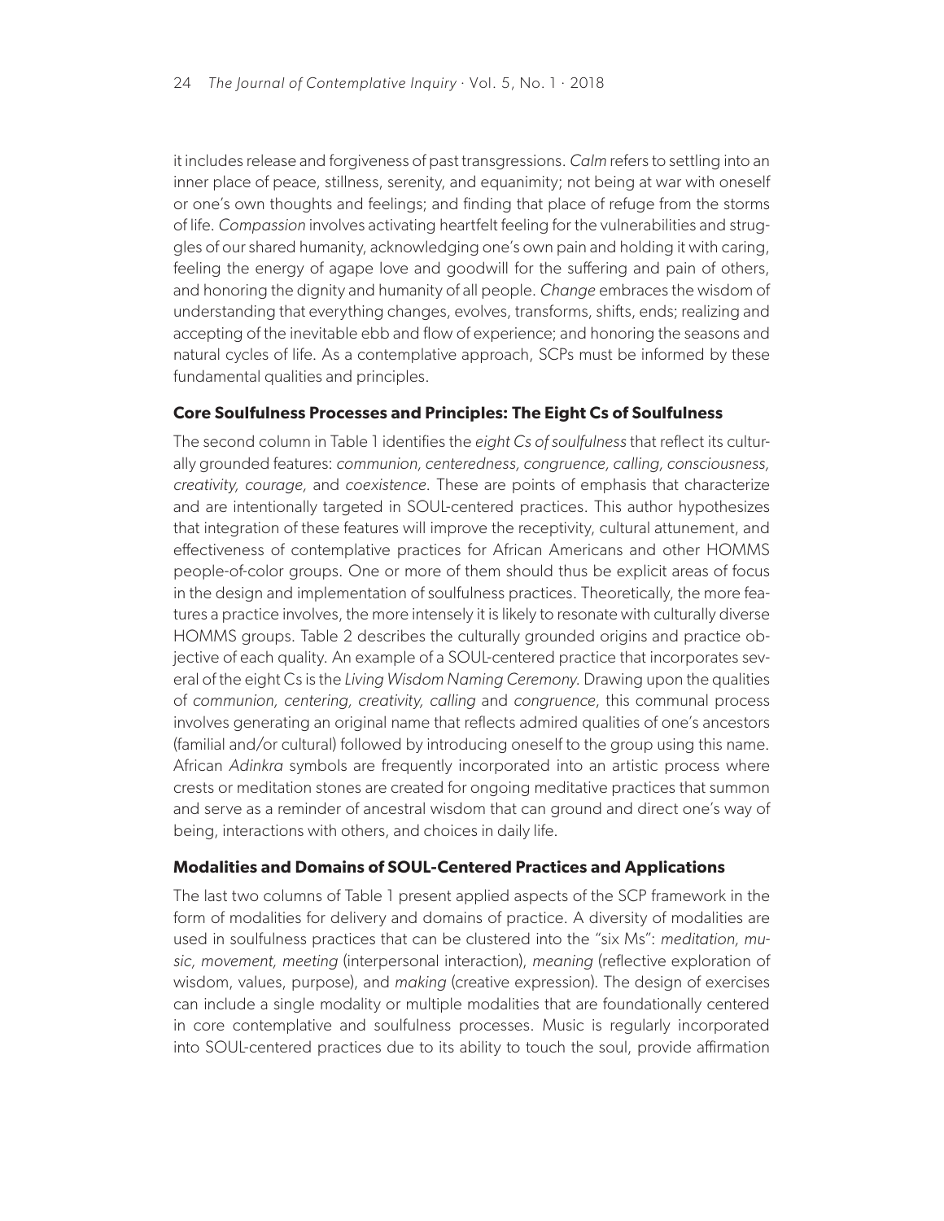it includes release and forgiveness of past transgressions. *Calm* refers to settling into an inner place of peace, stillness, serenity, and equanimity; not being at war with oneself or one's own thoughts and feelings; and finding that place of refuge from the storms of life. *Compassion* involves activating heartfelt feeling for the vulnerabilities and struggles of our shared humanity, acknowledging one's own pain and holding it with caring, feeling the energy of agape love and goodwill for the suffering and pain of others, and honoring the dignity and humanity of all people. *Change* embraces the wisdom of understanding that everything changes, evolves, transforms, shifts, ends; realizing and accepting of the inevitable ebb and flow of experience; and honoring the seasons and natural cycles of life. As a contemplative approach, SCPs must be informed by these fundamental qualities and principles.

### Core Soulfulness Processes and Principles: The Eight Cs of Soulfulness

The second column in Table 1 identifies the *eight Cs of soulfulness* that reflect its culturally grounded features: *communion, centeredness, congruence, calling, consciousness, creativity, courage*, and *coexistence*. These are points of emphasis that characterize and are intentionally targeted in SOUL-centered practices. This author hypothesizes that integration of these features will improve the receptivity, cultural attunement, and effectiveness of contemplative practices for African Americans and other HOMMS people-of-color groups. One or more of them should thus be explicit areas of focus in the design and implementation of soulfulness practices. Theoretically, the more features a practice involves, the more intensely it is likely to resonate with culturally diverse HOMMS groups. Table 2 describes the culturally grounded origins and practice objective of each quality. An example of a SOUL-centered practice that incorporates several of the eight Cs is the *Living Wisdom Naming Ceremony*. Drawing upon the qualities of *communion, centering, creativity, calling* and *congruence*, this communal process involves generating an original name that reflects admired qualities of one's ancestors (familial and/or cultural) followed by introducing oneself to the group using this name. African *Adinkra* symbols are frequently incorporated into an artistic process where crests or meditation stones are created for ongoing meditative practices that summon and serve as a reminder of ancestral wisdom that can ground and direct one's way of being, interactions with others, and choices in daily life.

### Modalities and Domains of SOUL-Centered Practices and Applications

The last two columns of Table 1 present applied aspects of the SCP framework in the form of modalities for delivery and domains of practice. A diversity of modalities are used in soulfulness practices that can be clustered into the "six Ms": *meditation, music, movement, meeting* (interpersonal interaction), *meaning* (reflective exploration of wisdom, values, purpose), and *making* (creative expression). The design of exercises can include a single modality or multiple modalities that are foundationally centered in core contemplative and soulfulness processes. Music is regularly incorporated into SOUL-centered practices due to its ability to touch the soul, provide affirmation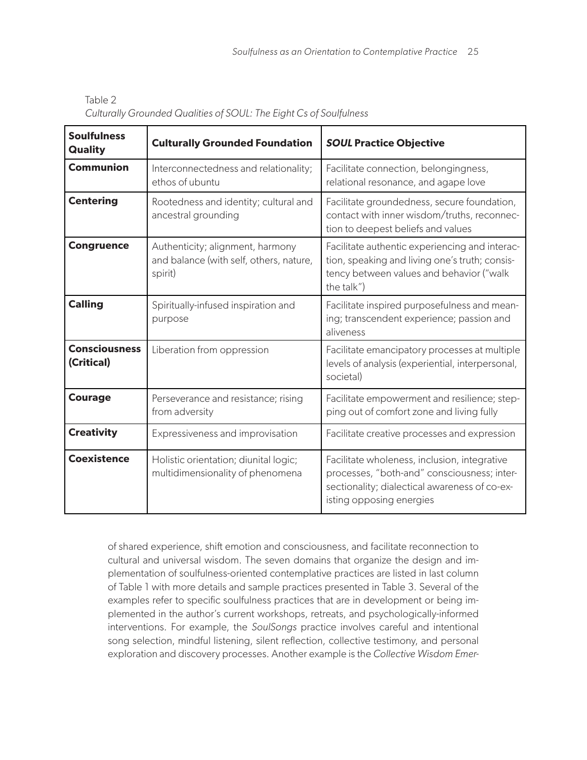Table 2
*Culturally Grounded Qualities of SOUL: The Eight Cs of Soulfulness*

| **Soulfulness Quality** | **Culturally Grounded Foundation** | ***SOUL* Practice Objective** |
|---|---|---|
| **Communion** | Interconnectedness and relationality; ethos of ubuntu | Facilitate connection, belongingness, relational resonance, and agape love |
| **Centering** | Rootedness and identity; cultural and ancestral grounding | Facilitate groundedness, secure foundation, contact with inner wisdom/truths, reconnection to deepest beliefs and values |
| **Congruence** | Authenticity; alignment, harmony and balance (with self, others, nature, spirit) | Facilitate authentic experiencing and interaction, speaking and living one's truth; consistency between values and behavior ("walk the talk") |
| **Calling** | Spiritually-infused inspiration and purpose | Facilitate inspired purposefulness and meaning; transcendent experience; passion and aliveness |
| **Consciousness (Critical)** | Liberation from oppression | Facilitate emancipatory processes at multiple levels of analysis (experiential, interpersonal, societal) |
| **Courage** | Perseverance and resistance; rising from adversity | Facilitate empowerment and resilience; stepping out of comfort zone and living fully |
| **Creativity** | Expressiveness and improvisation | Facilitate creative processes and expression |
| **Coexistence** | Holistic orientation; diunital logic; multidimensionality of phenomena | Facilitate wholeness, inclusion, integrative processes, "both-and" consciousness; intersectionality; dialectical awareness of co-existing opposing energies |

of shared experience, shift emotion and consciousness, and facilitate reconnection to cultural and universal wisdom. The seven domains that organize the design and implementation of soulfulness-oriented contemplative practices are listed in last column of Table 1 with more details and sample practices presented in Table 3. Several of the examples refer to specific soulfulness practices that are in development or being implemented in the author's current workshops, retreats, and psychologically-informed interventions. For example, the *SoulSongs* practice involves careful and intentional song selection, mindful listening, silent reflection, collective testimony, and personal exploration and discovery processes. Another example is the *Collective Wisdom Emer-*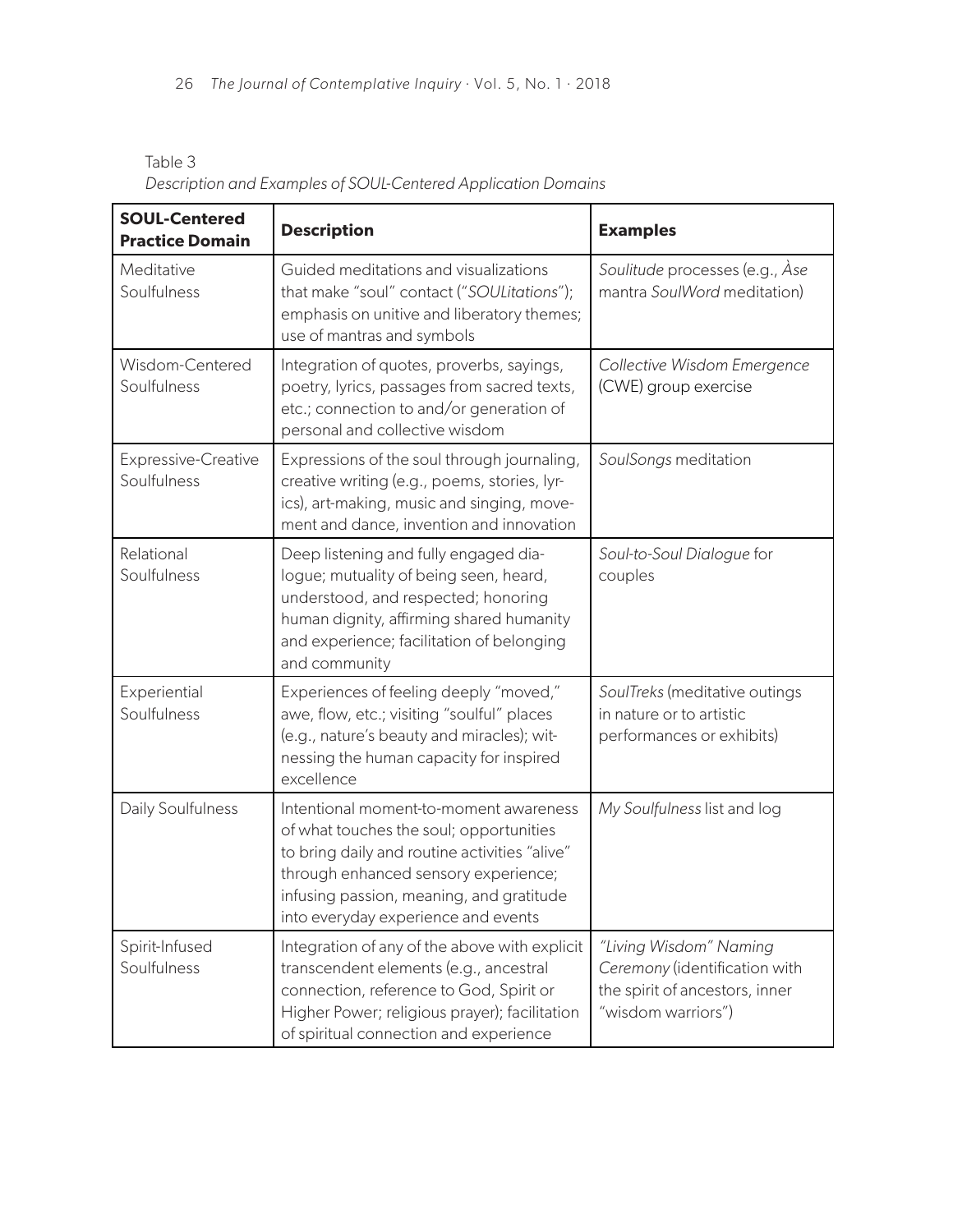Table 3
*Description and Examples of SOUL-Centered Application Domains*

| **SOUL-Centered Practice Domain** | **Description** | **Examples** |
|---|---|---|
| Meditative Soulfulness | Guided meditations and visualizations that make "soul" contact ("*SOULitations*"); emphasis on unitive and liberatory themes; use of mantras and symbols | *Soulitude* processes (e.g., *Àse* mantra *SoulWord* meditation) |
| Wisdom-Centered Soulfulness | Integration of quotes, proverbs, sayings, poetry, lyrics, passages from sacred texts, etc.; connection to and/or generation of personal and collective wisdom | *Collective Wisdom Emergence* (CWE) group exercise |
| Expressive-Creative Soulfulness | Expressions of the soul through journaling, creative writing (e.g., poems, stories, lyrics), art-making, music and singing, movement and dance, invention and innovation | *SoulSongs* meditation |
| Relational Soulfulness | Deep listening and fully engaged dialogue; mutuality of being seen, heard, understood, and respected; honoring human dignity, affirming shared humanity and experience; facilitation of belonging and community | *Soul-to-Soul Dialogue* for couples |
| Experiential Soulfulness | Experiences of feeling deeply "moved," awe, flow, etc.; visiting "soulful" places (e.g., nature's beauty and miracles); witnessing the human capacity for inspired excellence | *SoulTreks* (meditative outings in nature or to artistic performances or exhibits) |
| Daily Soulfulness | Intentional moment-to-moment awareness of what touches the soul; opportunities to bring daily and routine activities "alive" through enhanced sensory experience; infusing passion, meaning, and gratitude into everyday experience and events | *My Soulfulness* list and log |
| Spirit-Infused Soulfulness | Integration of any of the above with explicit transcendent elements (e.g., ancestral connection, reference to God, Spirit or Higher Power; religious prayer); facilitation of spiritual connection and experience | *"Living Wisdom" Naming Ceremony* (identification with the spirit of ancestors, inner "wisdom warriors") |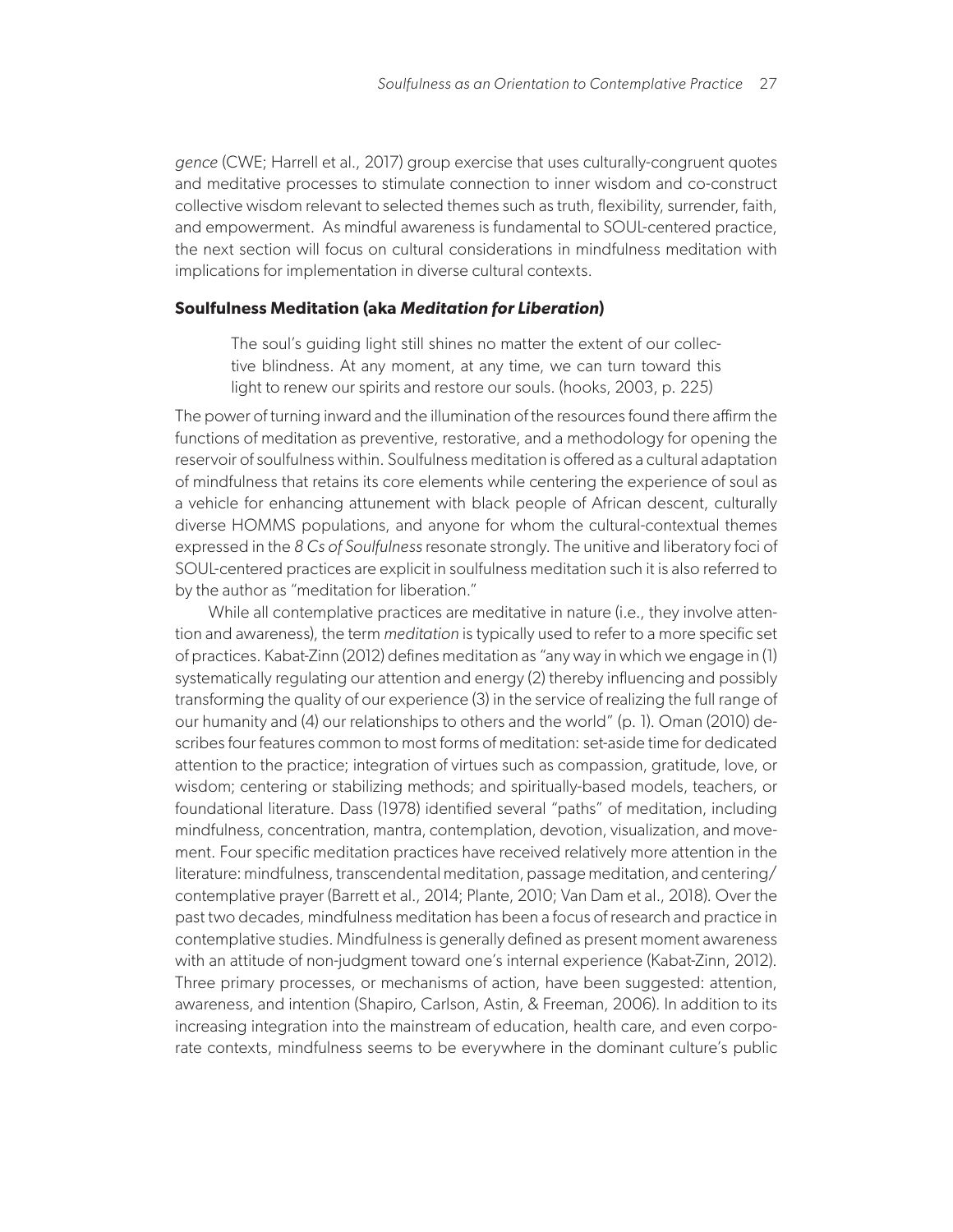*gence* (CWE; Harrell et al., 2017) group exercise that uses culturally-congruent quotes and meditative processes to stimulate connection to inner wisdom and co-construct collective wisdom relevant to selected themes such as truth, flexibility, surrender, faith, and empowerment. As mindful awareness is fundamental to SOUL-centered practice, the next section will focus on cultural considerations in mindfulness meditation with implications for implementation in diverse cultural contexts.

### Soulfulness Meditation (aka *Meditation for Liberation*)

> The soul's guiding light still shines no matter the extent of our collective blindness. At any moment, at any time, we can turn toward this light to renew our spirits and restore our souls. (hooks, 2003, p. 225)

The power of turning inward and the illumination of the resources found there affirm the functions of meditation as preventive, restorative, and a methodology for opening the reservoir of soulfulness within. Soulfulness meditation is offered as a cultural adaptation of mindfulness that retains its core elements while centering the experience of soul as a vehicle for enhancing attunement with black people of African descent, culturally diverse HOMMS populations, and anyone for whom the cultural-contextual themes expressed in the *8 Cs of Soulfulness* resonate strongly. The unitive and liberatory foci of SOUL-centered practices are explicit in soulfulness meditation such it is also referred to by the author as "meditation for liberation."

While all contemplative practices are meditative in nature (i.e., they involve attention and awareness), the term *meditation* is typically used to refer to a more specific set of practices. Kabat-Zinn (2012) defines meditation as "any way in which we engage in (1) systematically regulating our attention and energy (2) thereby influencing and possibly transforming the quality of our experience (3) in the service of realizing the full range of our humanity and (4) our relationships to others and the world" (p. 1). Oman (2010) describes four features common to most forms of meditation: set-aside time for dedicated attention to the practice; integration of virtues such as compassion, gratitude, love, or wisdom; centering or stabilizing methods; and spiritually-based models, teachers, or foundational literature. Dass (1978) identified several "paths" of meditation, including mindfulness, concentration, mantra, contemplation, devotion, visualization, and movement. Four specific meditation practices have received relatively more attention in the literature: mindfulness, transcendental meditation, passage meditation, and centering/contemplative prayer (Barrett et al., 2014; Plante, 2010; Van Dam et al., 2018). Over the past two decades, mindfulness meditation has been a focus of research and practice in contemplative studies. Mindfulness is generally defined as present moment awareness with an attitude of non-judgment toward one's internal experience (Kabat-Zinn, 2012). Three primary processes, or mechanisms of action, have been suggested: attention, awareness, and intention (Shapiro, Carlson, Astin, & Freeman, 2006). In addition to its increasing integration into the mainstream of education, health care, and even corporate contexts, mindfulness seems to be everywhere in the dominant culture's public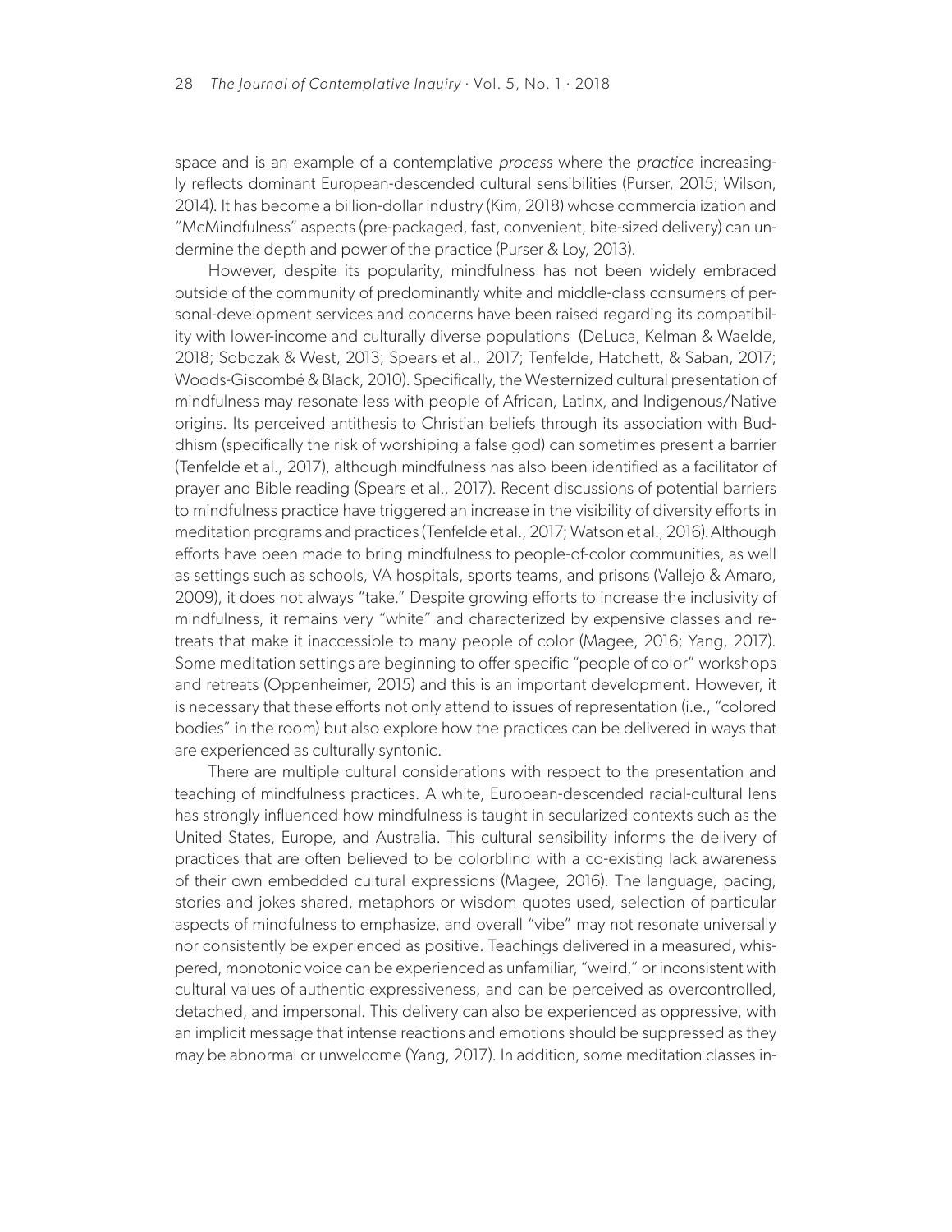space and is an example of a contemplative *process* where the *practice* increasingly reflects dominant European-descended cultural sensibilities (Purser, 2015; Wilson, 2014). It has become a billion-dollar industry (Kim, 2018) whose commercialization and "McMindfulness" aspects (pre-packaged, fast, convenient, bite-sized delivery) can undermine the depth and power of the practice (Purser & Loy, 2013).

However, despite its popularity, mindfulness has not been widely embraced outside of the community of predominantly white and middle-class consumers of personal-development services and concerns have been raised regarding its compatibility with lower-income and culturally diverse populations (DeLuca, Kelman & Waelde, 2018; Sobczak & West, 2013; Spears et al., 2017; Tenfelde, Hatchett, & Saban, 2017; Woods-Giscombé & Black, 2010). Specifically, the Westernized cultural presentation of mindfulness may resonate less with people of African, Latinx, and Indigenous/Native origins. Its perceived antithesis to Christian beliefs through its association with Buddhism (specifically the risk of worshiping a false god) can sometimes present a barrier (Tenfelde et al., 2017), although mindfulness has also been identified as a facilitator of prayer and Bible reading (Spears et al., 2017). Recent discussions of potential barriers to mindfulness practice have triggered an increase in the visibility of diversity efforts in meditation programs and practices (Tenfelde et al., 2017; Watson et al., 2016). Although efforts have been made to bring mindfulness to people-of-color communities, as well as settings such as schools, VA hospitals, sports teams, and prisons (Vallejo & Amaro, 2009), it does not always "take." Despite growing efforts to increase the inclusivity of mindfulness, it remains very "white" and characterized by expensive classes and retreats that make it inaccessible to many people of color (Magee, 2016; Yang, 2017). Some meditation settings are beginning to offer specific "people of color" workshops and retreats (Oppenheimer, 2015) and this is an important development. However, it is necessary that these efforts not only attend to issues of representation (i.e., "colored bodies" in the room) but also explore how the practices can be delivered in ways that are experienced as culturally syntonic.

There are multiple cultural considerations with respect to the presentation and teaching of mindfulness practices. A white, European-descended racial-cultural lens has strongly influenced how mindfulness is taught in secularized contexts such as the United States, Europe, and Australia. This cultural sensibility informs the delivery of practices that are often believed to be colorblind with a co-existing lack awareness of their own embedded cultural expressions (Magee, 2016). The language, pacing, stories and jokes shared, metaphors or wisdom quotes used, selection of particular aspects of mindfulness to emphasize, and overall "vibe" may not resonate universally nor consistently be experienced as positive. Teachings delivered in a measured, whispered, monotonic voice can be experienced as unfamiliar, "weird," or inconsistent with cultural values of authentic expressiveness, and can be perceived as overcontrolled, detached, and impersonal. This delivery can also be experienced as oppressive, with an implicit message that intense reactions and emotions should be suppressed as they may be abnormal or unwelcome (Yang, 2017). In addition, some meditation classes in-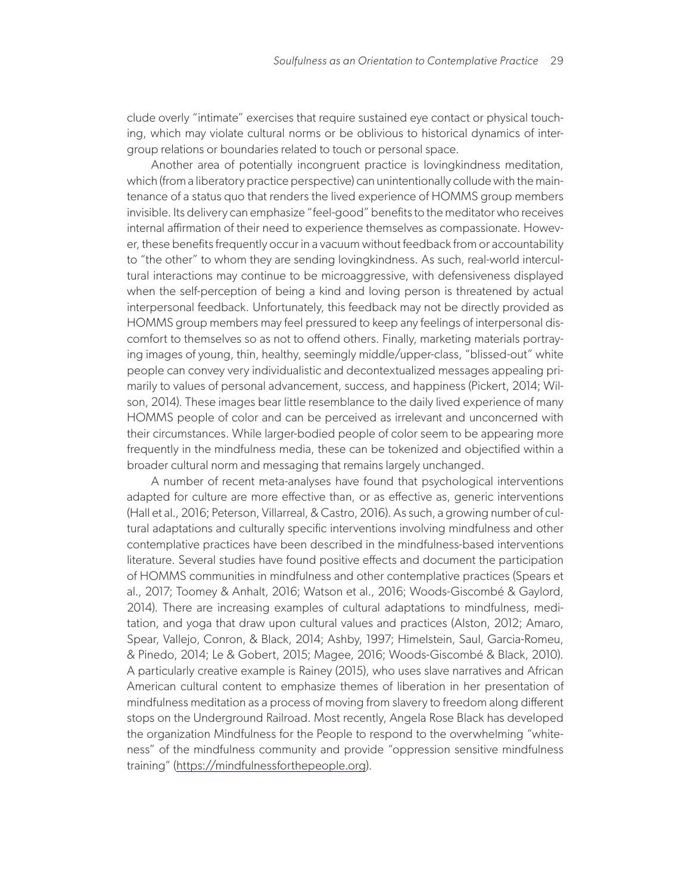clude overly "intimate" exercises that require sustained eye contact or physical touching, which may violate cultural norms or be oblivious to historical dynamics of intergroup relations or boundaries related to touch or personal space.

Another area of potentially incongruent practice is lovingkindness meditation, which (from a liberatory practice perspective) can unintentionally collude with the maintenance of a status quo that renders the lived experience of HOMMS group members invisible. Its delivery can emphasize "feel-good" benefits to the meditator who receives internal affirmation of their need to experience themselves as compassionate. However, these benefits frequently occur in a vacuum without feedback from or accountability to "the other" to whom they are sending lovingkindness. As such, real-world intercultural interactions may continue to be microaggressive, with defensiveness displayed when the self-perception of being a kind and loving person is threatened by actual interpersonal feedback. Unfortunately, this feedback may not be directly provided as HOMMS group members may feel pressured to keep any feelings of interpersonal discomfort to themselves so as not to offend others. Finally, marketing materials portraying images of young, thin, healthy, seemingly middle/upper-class, "blissed-out" white people can convey very individualistic and decontextualized messages appealing primarily to values of personal advancement, success, and happiness (Pickert, 2014; Wilson, 2014). These images bear little resemblance to the daily lived experience of many HOMMS people of color and can be perceived as irrelevant and unconcerned with their circumstances. While larger-bodied people of color seem to be appearing more frequently in the mindfulness media, these can be tokenized and objectified within a broader cultural norm and messaging that remains largely unchanged.

A number of recent meta-analyses have found that psychological interventions adapted for culture are more effective than, or as effective as, generic interventions (Hall et al., 2016; Peterson, Villarreal, & Castro, 2016). As such, a growing number of cultural adaptations and culturally specific interventions involving mindfulness and other contemplative practices have been described in the mindfulness-based interventions literature. Several studies have found positive effects and document the participation of HOMMS communities in mindfulness and other contemplative practices (Spears et al., 2017; Toomey & Anhalt, 2016; Watson et al., 2016; Woods-Giscombé & Gaylord, 2014). There are increasing examples of cultural adaptations to mindfulness, meditation, and yoga that draw upon cultural values and practices (Alston, 2012; Amaro, Spear, Vallejo, Conron, & Black, 2014; Ashby, 1997; Himelstein, Saul, Garcia-Romeu, & Pinedo, 2014; Le & Gobert, 2015; Magee, 2016; Woods-Giscombé & Black, 2010). A particularly creative example is Rainey (2015), who uses slave narratives and African American cultural content to emphasize themes of liberation in her presentation of mindfulness meditation as a process of moving from slavery to freedom along different stops on the Underground Railroad. Most recently, Angela Rose Black has developed the organization Mindfulness for the People to respond to the overwhelming "whiteness" of the mindfulness community and provide "oppression sensitive mindfulness training" (https://mindfulnessforthepeople.org).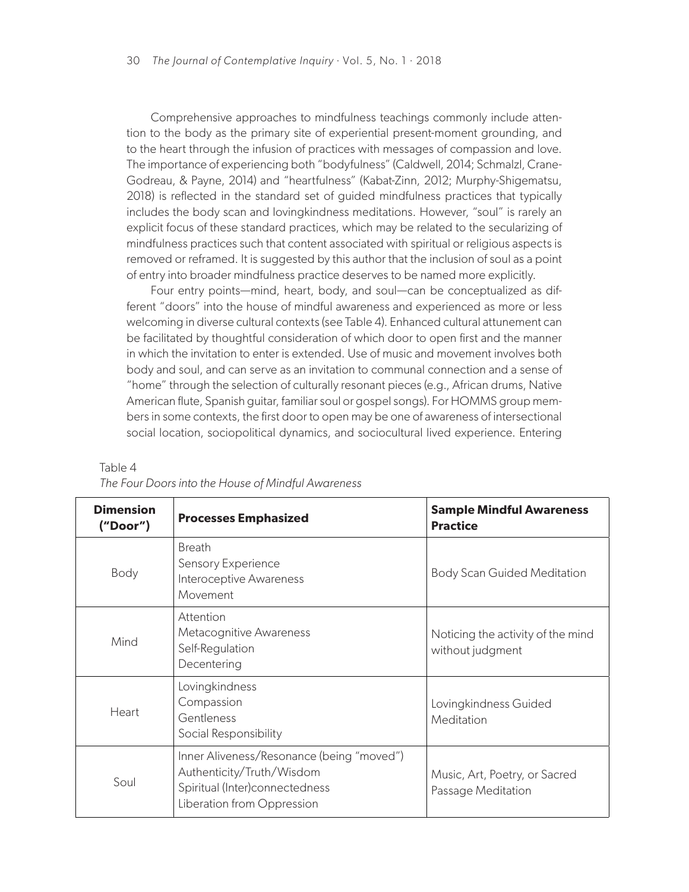Comprehensive approaches to mindfulness teachings commonly include attention to the body as the primary site of experiential present-moment grounding, and to the heart through the infusion of practices with messages of compassion and love. The importance of experiencing both "bodyfulness" (Caldwell, 2014; Schmalzl, Crane-Godreau, & Payne, 2014) and "heartfulness" (Kabat-Zinn, 2012; Murphy-Shigematsu, 2018) is reflected in the standard set of guided mindfulness practices that typically includes the body scan and lovingkindness meditations. However, "soul" is rarely an explicit focus of these standard practices, which may be related to the secularizing of mindfulness practices such that content associated with spiritual or religious aspects is removed or reframed. It is suggested by this author that the inclusion of soul as a point of entry into broader mindfulness practice deserves to be named more explicitly.

Four entry points—mind, heart, body, and soul—can be conceptualized as different "doors" into the house of mindful awareness and experienced as more or less welcoming in diverse cultural contexts (see Table 4). Enhanced cultural attunement can be facilitated by thoughtful consideration of which door to open first and the manner in which the invitation to enter is extended. Use of music and movement involves both body and soul, and can serve as an invitation to communal connection and a sense of "home" through the selection of culturally resonant pieces (e.g., African drums, Native American flute, Spanish guitar, familiar soul or gospel songs). For HOMMS group members in some contexts, the first door to open may be one of awareness of intersectional social location, sociopolitical dynamics, and sociocultural lived experience. Entering

Table 4
*The Four Doors into the House of Mindful Awareness*

| Dimension ("Door") | Processes Emphasized | Sample Mindful Awareness Practice |
|---|---|---|
| Body | Breath<br>Sensory Experience<br>Interoceptive Awareness<br>Movement | Body Scan Guided Meditation |
| Mind | Attention<br>Metacognitive Awareness<br>Self-Regulation<br>Decentering | Noticing the activity of the mind without judgment |
| Heart | Lovingkindness<br>Compassion<br>Gentleness<br>Social Responsibility | Lovingkindness Guided Meditation |
| Soul | Inner Aliveness/Resonance (being "moved")<br>Authenticity/Truth/Wisdom<br>Spiritual (Inter)connectedness<br>Liberation from Oppression | Music, Art, Poetry, or Sacred Passage Meditation |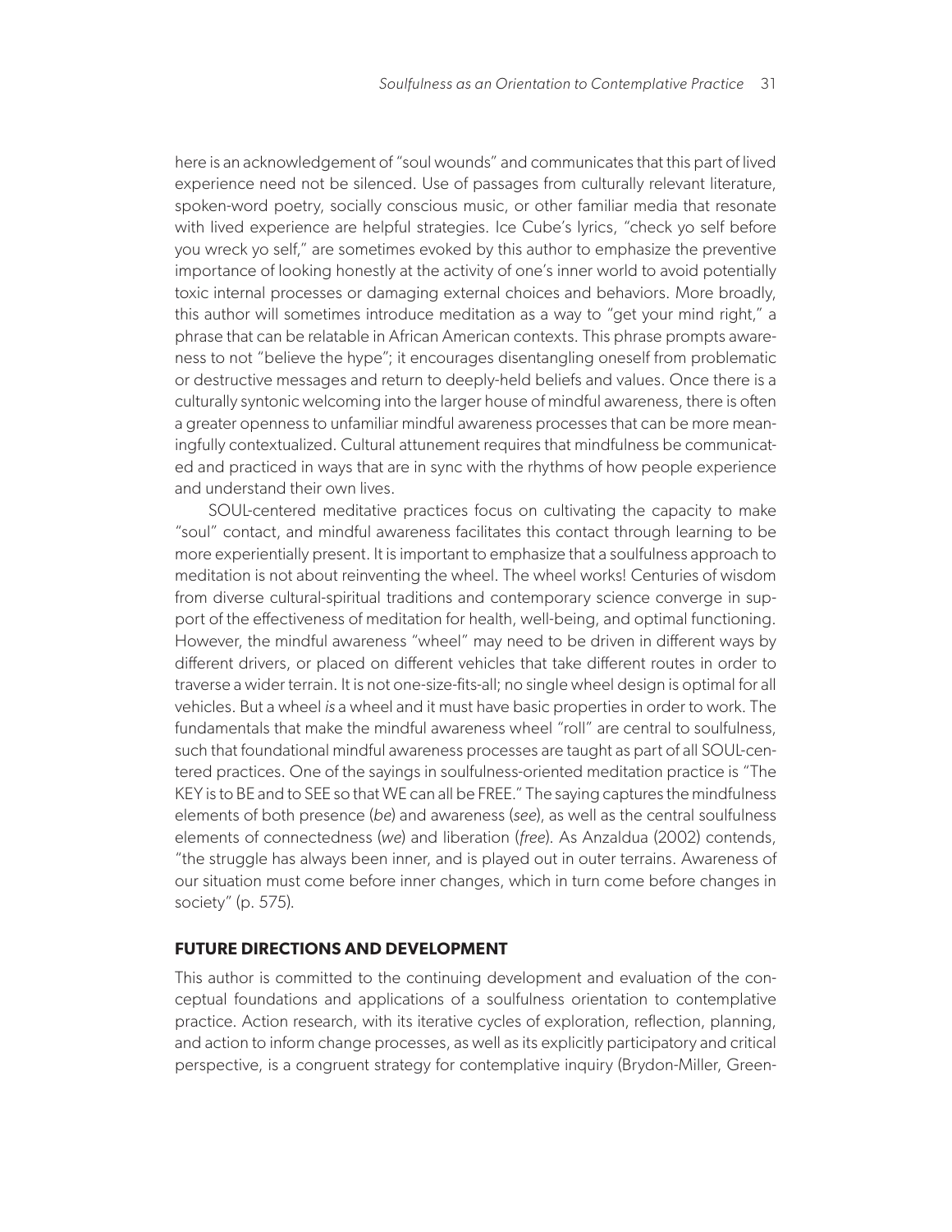here is an acknowledgement of "soul wounds" and communicates that this part of lived experience need not be silenced. Use of passages from culturally relevant literature, spoken-word poetry, socially conscious music, or other familiar media that resonate with lived experience are helpful strategies. Ice Cube's lyrics, "check yo self before you wreck yo self," are sometimes evoked by this author to emphasize the preventive importance of looking honestly at the activity of one's inner world to avoid potentially toxic internal processes or damaging external choices and behaviors. More broadly, this author will sometimes introduce meditation as a way to "get your mind right," a phrase that can be relatable in African American contexts. This phrase prompts awareness to not "believe the hype"; it encourages disentangling oneself from problematic or destructive messages and return to deeply-held beliefs and values. Once there is a culturally syntonic welcoming into the larger house of mindful awareness, there is often a greater openness to unfamiliar mindful awareness processes that can be more meaningfully contextualized. Cultural attunement requires that mindfulness be communicated and practiced in ways that are in sync with the rhythms of how people experience and understand their own lives.

SOUL-centered meditative practices focus on cultivating the capacity to make "soul" contact, and mindful awareness facilitates this contact through learning to be more experientially present. It is important to emphasize that a soulfulness approach to meditation is not about reinventing the wheel. The wheel works! Centuries of wisdom from diverse cultural-spiritual traditions and contemporary science converge in support of the effectiveness of meditation for health, well-being, and optimal functioning. However, the mindful awareness "wheel" may need to be driven in different ways by different drivers, or placed on different vehicles that take different routes in order to traverse a wider terrain. It is not one-size-fits-all; no single wheel design is optimal for all vehicles. But a wheel *is* a wheel and it must have basic properties in order to work. The fundamentals that make the mindful awareness wheel "roll" are central to soulfulness, such that foundational mindful awareness processes are taught as part of all SOUL-centered practices. One of the sayings in soulfulness-oriented meditation practice is "The KEY is to BE and to SEE so that WE can all be FREE." The saying captures the mindfulness elements of both presence (*be*) and awareness (*see*), as well as the central soulfulness elements of connectedness (*we*) and liberation (*free*). As Anzaldua (2002) contends, "the struggle has always been inner, and is played out in outer terrains. Awareness of our situation must come before inner changes, which in turn come before changes in society" (p. 575).

## FUTURE DIRECTIONS AND DEVELOPMENT

This author is committed to the continuing development and evaluation of the conceptual foundations and applications of a soulfulness orientation to contemplative practice. Action research, with its iterative cycles of exploration, reflection, planning, and action to inform change processes, as well as its explicitly participatory and critical perspective, is a congruent strategy for contemplative inquiry (Brydon-Miller, Green-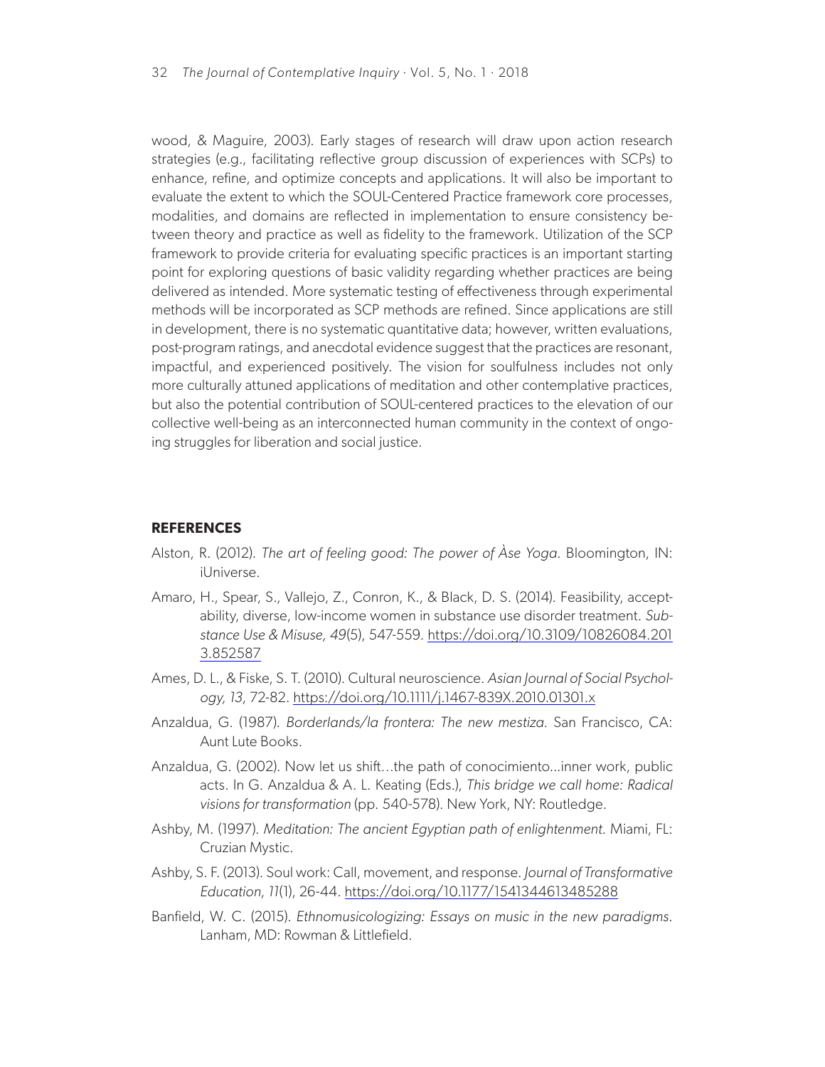wood, & Maguire, 2003). Early stages of research will draw upon action research strategies (e.g., facilitating reflective group discussion of experiences with SCPs) to enhance, refine, and optimize concepts and applications. It will also be important to evaluate the extent to which the SOUL-Centered Practice framework core processes, modalities, and domains are reflected in implementation to ensure consistency between theory and practice as well as fidelity to the framework. Utilization of the SCP framework to provide criteria for evaluating specific practices is an important starting point for exploring questions of basic validity regarding whether practices are being delivered as intended. More systematic testing of effectiveness through experimental methods will be incorporated as SCP methods are refined. Since applications are still in development, there is no systematic quantitative data; however, written evaluations, post-program ratings, and anecdotal evidence suggest that the practices are resonant, impactful, and experienced positively. The vision for soulfulness includes not only more culturally attuned applications of meditation and other contemplative practices, but also the potential contribution of SOUL-centered practices to the elevation of our collective well-being as an interconnected human community in the context of ongoing struggles for liberation and social justice.

## REFERENCES

Alston, R. (2012). *The art of feeling good: The power of Àse Yoga.* Bloomington, IN: iUniverse.

Amaro, H., Spear, S., Vallejo, Z., Conron, K., & Black, D. S. (2014). Feasibility, acceptability, diverse, low-income women in substance use disorder treatment. *Substance Use & Misuse, 49*(5), 547-559. https://doi.org/10.3109/10826084.2013.852587

Ames, D. L., & Fiske, S. T. (2010). Cultural neuroscience. *Asian Journal of Social Psychology, 13*, 72-82. https://doi.org/10.1111/j.1467-839X.2010.01301.x

Anzaldua, G. (1987). *Borderlands/la frontera: The new mestiza.* San Francisco, CA: Aunt Lute Books.

Anzaldua, G. (2002). Now let us shift…the path of conocimiento...inner work, public acts. In G. Anzaldua & A. L. Keating (Eds.), *This bridge we call home: Radical visions for transformation* (pp. 540-578). New York, NY: Routledge.

Ashby, M. (1997). *Meditation: The ancient Egyptian path of enlightenment.* Miami, FL: Cruzian Mystic.

Ashby, S. F. (2013). Soul work: Call, movement, and response. *Journal of Transformative Education, 11*(1), 26-44. https://doi.org/10.1177/1541344613485288

Banfield, W. C. (2015). *Ethnomusicologizing: Essays on music in the new paradigms.* Lanham, MD: Rowman & Littlefield.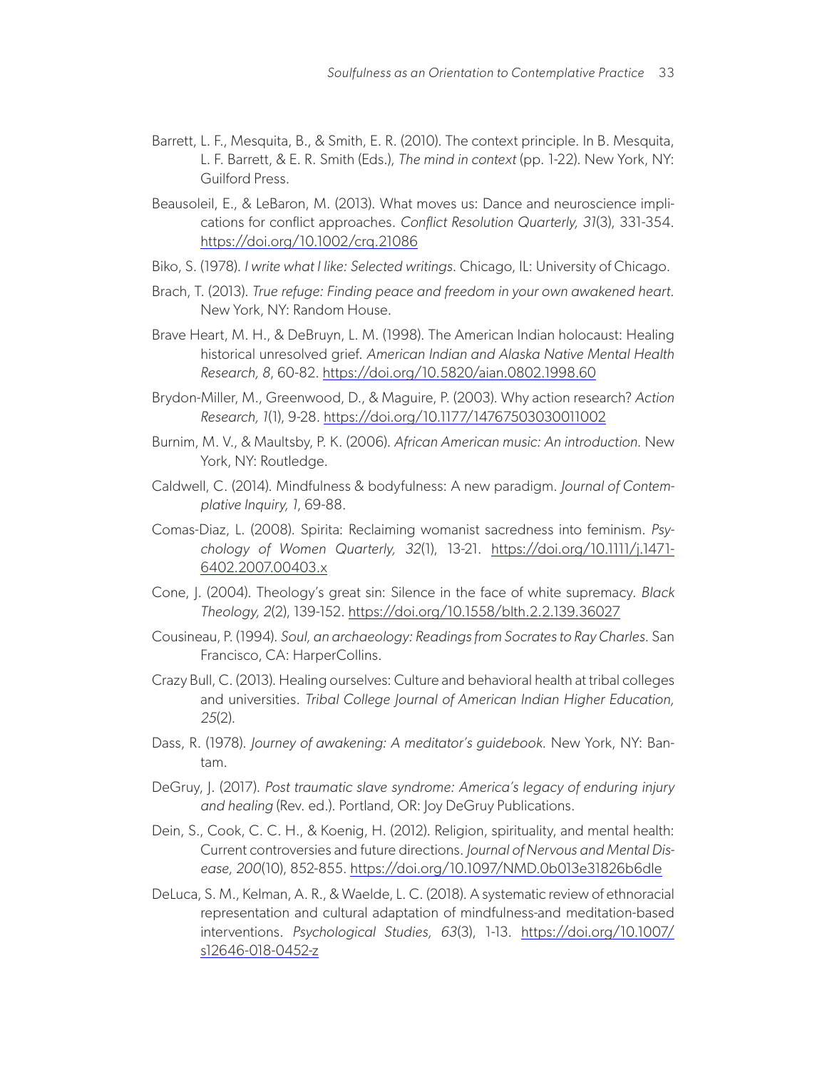Barrett, L. F., Mesquita, B., & Smith, E. R. (2010). The context principle. In B. Mesquita, L. F. Barrett, & E. R. Smith (Eds.), *The mind in context* (pp. 1-22). New York, NY: Guilford Press.

Beausoleil, E., & LeBaron, M. (2013). What moves us: Dance and neuroscience implications for conflict approaches. *Conflict Resolution Quarterly, 31*(3), 331-354. https://doi.org/10.1002/crq.21086

Biko, S. (1978). *I write what I like: Selected writings*. Chicago, IL: University of Chicago.

Brach, T. (2013). *True refuge: Finding peace and freedom in your own awakened heart.* New York, NY: Random House.

Brave Heart, M. H., & DeBruyn, L. M. (1998). The American Indian holocaust: Healing historical unresolved grief. *American Indian and Alaska Native Mental Health Research, 8*, 60-82. https://doi.org/10.5820/aian.0802.1998.60

Brydon-Miller, M., Greenwood, D., & Maguire, P. (2003). Why action research? *Action Research, 1*(1), 9-28. https://doi.org/10.1177/14767503030011002

Burnim, M. V., & Maultsby, P. K. (2006). *African American music: An introduction.* New York, NY: Routledge.

Caldwell, C. (2014). Mindfulness & bodyfulness: A new paradigm. *Journal of Contemplative Inquiry, 1*, 69-88.

Comas-Diaz, L. (2008). Spirita: Reclaiming womanist sacredness into feminism. *Psychology of Women Quarterly, 32*(1), 13-21. https://doi.org/10.1111/j.1471-6402.2007.00403.x

Cone, J. (2004). Theology's great sin: Silence in the face of white supremacy. *Black Theology, 2*(2), 139-152. https://doi.org/10.1558/blth.2.2.139.36027

Cousineau, P. (1994). *Soul, an archaeology: Readings from Socrates to Ray Charles.* San Francisco, CA: HarperCollins.

Crazy Bull, C. (2013). Healing ourselves: Culture and behavioral health at tribal colleges and universities. *Tribal College Journal of American Indian Higher Education, 25*(2).

Dass, R. (1978). *Journey of awakening: A meditator's guidebook.* New York, NY: Bantam.

DeGruy, J. (2017). *Post traumatic slave syndrome: America's legacy of enduring injury and healing* (Rev. ed.). Portland, OR: Joy DeGruy Publications.

Dein, S., Cook, C. C. H., & Koenig, H. (2012). Religion, spirituality, and mental health: Current controversies and future directions. *Journal of Nervous and Mental Disease, 200*(10), 852-855. https://doi.org/10.1097/NMD.0b013e31826b6dle

DeLuca, S. M., Kelman, A. R., & Waelde, L. C. (2018). A systematic review of ethnoracial representation and cultural adaptation of mindfulness-and meditation-based interventions. *Psychological Studies, 63*(3), 1-13. https://doi.org/10.1007/s12646-018-0452-z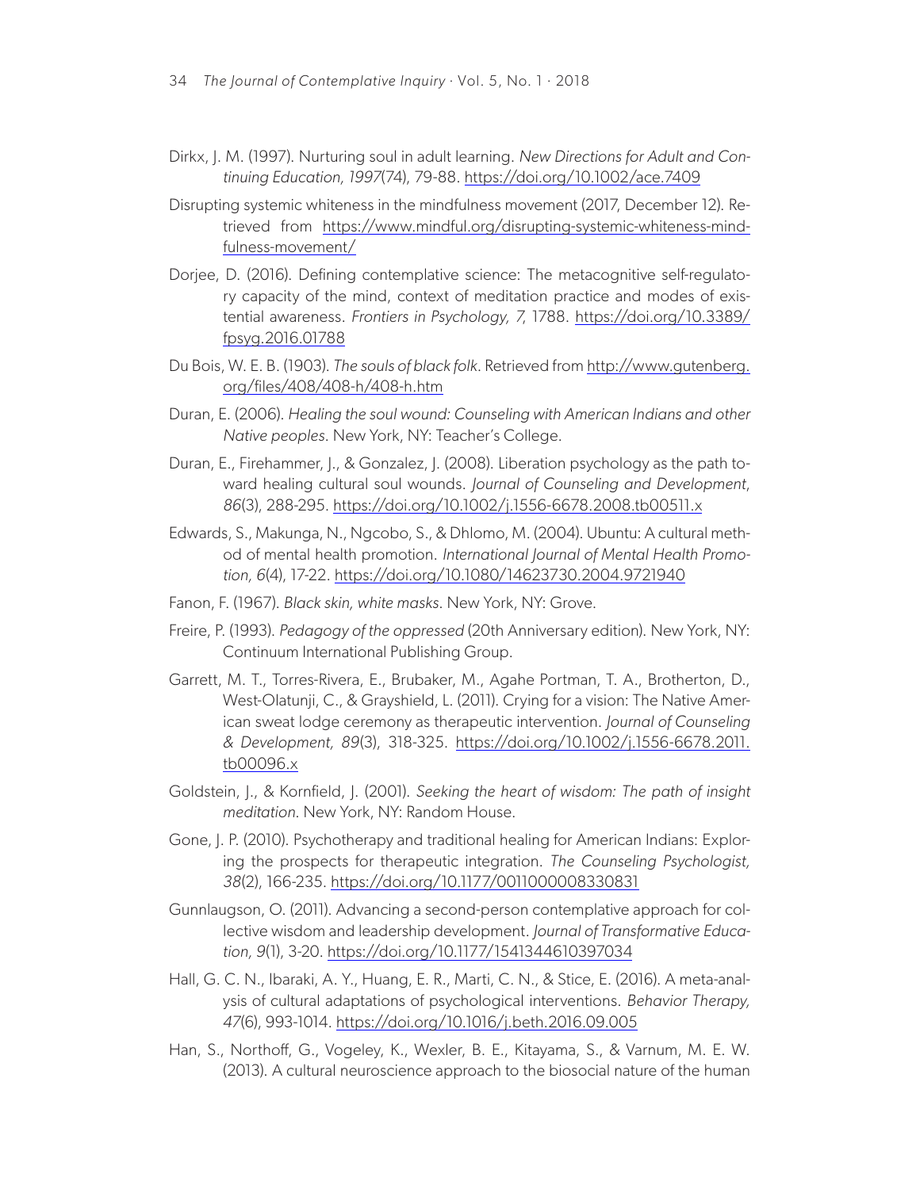Dirkx, J. M. (1997). Nurturing soul in adult learning. *New Directions for Adult and Continuing Education, 1997*(74), 79-88. https://doi.org/10.1002/ace.7409

Disrupting systemic whiteness in the mindfulness movement (2017, December 12). Retrieved from https://www.mindful.org/disrupting-systemic-whiteness-mindfulness-movement/

Dorjee, D. (2016). Defining contemplative science: The metacognitive self-regulatory capacity of the mind, context of meditation practice and modes of existential awareness. *Frontiers in Psychology, 7*, 1788. https://doi.org/10.3389/fpsyg.2016.01788

Du Bois, W. E. B. (1903). *The souls of black folk*. Retrieved from http://www.gutenberg.org/files/408/408-h/408-h.htm

Duran, E. (2006). *Healing the soul wound: Counseling with American Indians and other Native peoples*. New York, NY: Teacher's College.

Duran, E., Firehammer, J., & Gonzalez, J. (2008). Liberation psychology as the path toward healing cultural soul wounds. *Journal of Counseling and Development*, *86*(3), 288-295. https://doi.org/10.1002/j.1556-6678.2008.tb00511.x

Edwards, S., Makunga, N., Ngcobo, S., & Dhlomo, M. (2004). Ubuntu: A cultural method of mental health promotion. *International Journal of Mental Health Promotion, 6*(4), 17-22. https://doi.org/10.1080/14623730.2004.9721940

Fanon, F. (1967). *Black skin, white masks*. New York, NY: Grove.

Freire, P. (1993). *Pedagogy of the oppressed* (20th Anniversary edition). New York, NY: Continuum International Publishing Group.

Garrett, M. T., Torres-Rivera, E., Brubaker, M., Agahe Portman, T. A., Brotherton, D., West-Olatunji, C., & Grayshield, L. (2011). Crying for a vision: The Native American sweat lodge ceremony as therapeutic intervention. *Journal of Counseling & Development, 89*(3), 318-325. https://doi.org/10.1002/j.1556-6678.2011.tb00096.x

Goldstein, J., & Kornfield, J. (2001). *Seeking the heart of wisdom: The path of insight meditation*. New York, NY: Random House.

Gone, J. P. (2010). Psychotherapy and traditional healing for American Indians: Exploring the prospects for therapeutic integration. *The Counseling Psychologist, 38*(2), 166-235. https://doi.org/10.1177/0011000008330831

Gunnlaugson, O. (2011). Advancing a second-person contemplative approach for collective wisdom and leadership development. *Journal of Transformative Education, 9*(1), 3-20. https://doi.org/10.1177/1541344610397034

Hall, G. C. N., Ibaraki, A. Y., Huang, E. R., Marti, C. N., & Stice, E. (2016). A meta-analysis of cultural adaptations of psychological interventions. *Behavior Therapy, 47*(6), 993-1014. https://doi.org/10.1016/j.beth.2016.09.005

Han, S., Northoff, G., Vogeley, K., Wexler, B. E., Kitayama, S., & Varnum, M. E. W. (2013). A cultural neuroscience approach to the biosocial nature of the human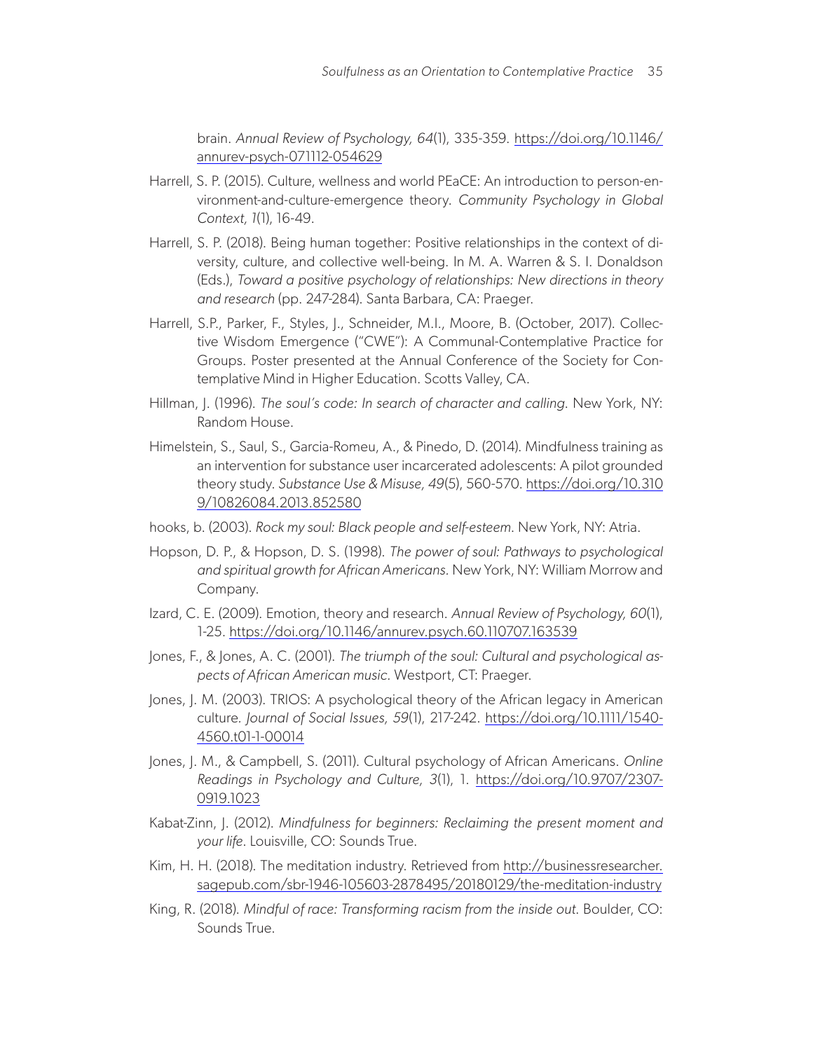brain. *Annual Review of Psychology, 64*(1), 335-359. https://doi.org/10.1146/annurev-psych-071112-054629

Harrell, S. P. (2015). Culture, wellness and world PEaCE: An introduction to person-environment-and-culture-emergence theory. *Community Psychology in Global Context, 1*(1), 16-49.

Harrell, S. P. (2018). Being human together: Positive relationships in the context of diversity, culture, and collective well-being. In M. A. Warren & S. I. Donaldson (Eds.), *Toward a positive psychology of relationships: New directions in theory and research* (pp. 247-284). Santa Barbara, CA: Praeger.

Harrell, S.P., Parker, F., Styles, J., Schneider, M.I., Moore, B. (October, 2017). Collective Wisdom Emergence ("CWE"): A Communal-Contemplative Practice for Groups. Poster presented at the Annual Conference of the Society for Contemplative Mind in Higher Education. Scotts Valley, CA.

Hillman, J. (1996). *The soul's code: In search of character and calling*. New York, NY: Random House.

Himelstein, S., Saul, S., Garcia-Romeu, A., & Pinedo, D. (2014). Mindfulness training as an intervention for substance user incarcerated adolescents: A pilot grounded theory study. *Substance Use & Misuse, 49*(5), 560-570. https://doi.org/10.3109/10826084.2013.852580

hooks, b. (2003). *Rock my soul: Black people and self-esteem*. New York, NY: Atria.

Hopson, D. P., & Hopson, D. S. (1998). *The power of soul: Pathways to psychological and spiritual growth for African Americans.* New York, NY: William Morrow and Company.

Izard, C. E. (2009). Emotion, theory and research. *Annual Review of Psychology, 60*(1), 1-25. https://doi.org/10.1146/annurev.psych.60.110707.163539

Jones, F., & Jones, A. C. (2001). *The triumph of the soul: Cultural and psychological aspects of African American music*. Westport, CT: Praeger.

Jones, J. M. (2003). TRIOS: A psychological theory of the African legacy in American culture. *Journal of Social Issues, 59*(1), 217-242. https://doi.org/10.1111/1540-4560.t01-1-00014

Jones, J. M., & Campbell, S. (2011). Cultural psychology of African Americans. *Online Readings in Psychology and Culture, 3*(1), 1. https://doi.org/10.9707/2307-0919.1023

Kabat-Zinn, J. (2012). *Mindfulness for beginners: Reclaiming the present moment and your life*. Louisville, CO: Sounds True.

Kim, H. H. (2018). The meditation industry. Retrieved from http://businessresearcher.sagepub.com/sbr-1946-105603-2878495/20180129/the-meditation-industry

King, R. (2018). *Mindful of race: Transforming racism from the inside out.* Boulder, CO: Sounds True.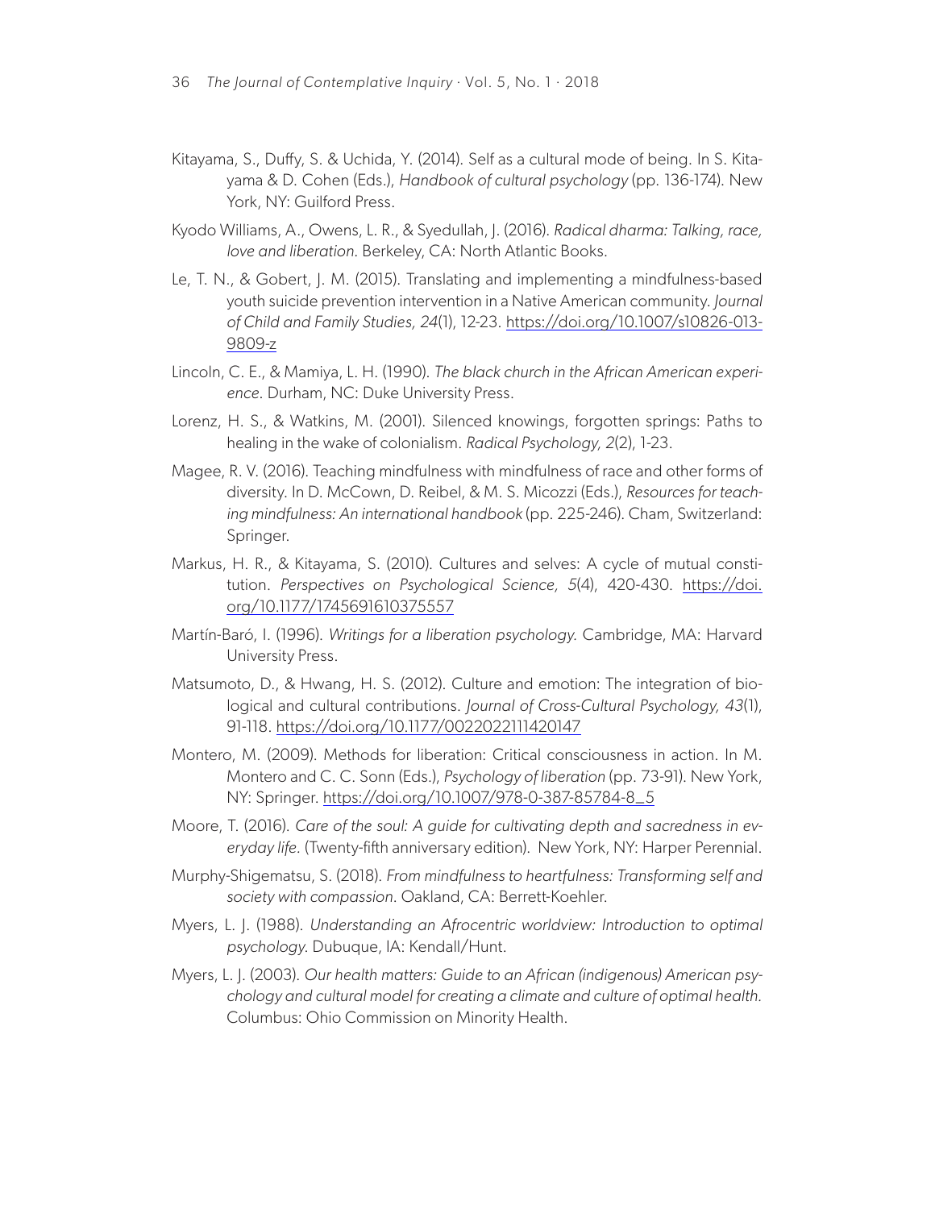Kitayama, S., Duffy, S. & Uchida, Y. (2014). Self as a cultural mode of being. In S. Kitayama & D. Cohen (Eds.), *Handbook of cultural psychology* (pp. 136-174). New York, NY: Guilford Press.

Kyodo Williams, A., Owens, L. R., & Syedullah, J. (2016). *Radical dharma: Talking, race, love and liberation.* Berkeley, CA: North Atlantic Books.

Le, T. N., & Gobert, J. M. (2015). Translating and implementing a mindfulness-based youth suicide prevention intervention in a Native American community. *Journal of Child and Family Studies, 24*(1), 12-23. https://doi.org/10.1007/s10826-013-9809-z

Lincoln, C. E., & Mamiya, L. H. (1990). *The black church in the African American experience.* Durham, NC: Duke University Press.

Lorenz, H. S., & Watkins, M. (2001). Silenced knowings, forgotten springs: Paths to healing in the wake of colonialism. *Radical Psychology, 2*(2), 1-23.

Magee, R. V. (2016). Teaching mindfulness with mindfulness of race and other forms of diversity. In D. McCown, D. Reibel, & M. S. Micozzi (Eds.), *Resources for teaching mindfulness: An international handbook* (pp. 225-246). Cham, Switzerland: Springer.

Markus, H. R., & Kitayama, S. (2010). Cultures and selves: A cycle of mutual constitution. *Perspectives on Psychological Science, 5*(4), 420-430. https://doi.org/10.1177/1745691610375557

Martín-Baró, I. (1996). *Writings for a liberation psychology.* Cambridge, MA: Harvard University Press.

Matsumoto, D., & Hwang, H. S. (2012). Culture and emotion: The integration of biological and cultural contributions. *Journal of Cross-Cultural Psychology, 43*(1), 91-118. https://doi.org/10.1177/0022022111420147

Montero, M. (2009). Methods for liberation: Critical consciousness in action. In M. Montero and C. C. Sonn (Eds.), *Psychology of liberation* (pp. 73-91). New York, NY: Springer. https://doi.org/10.1007/978-0-387-85784-8_5

Moore, T. (2016). *Care of the soul: A guide for cultivating depth and sacredness in everyday life.* (Twenty-fifth anniversary edition). New York, NY: Harper Perennial.

Murphy-Shigematsu, S. (2018). *From mindfulness to heartfulness: Transforming self and society with compassion.* Oakland, CA: Berrett-Koehler.

Myers, L. J. (1988). *Understanding an Afrocentric worldview: Introduction to optimal psychology.* Dubuque, IA: Kendall/Hunt.

Myers, L. J. (2003). *Our health matters: Guide to an African (indigenous) American psychology and cultural model for creating a climate and culture of optimal health.* Columbus: Ohio Commission on Minority Health.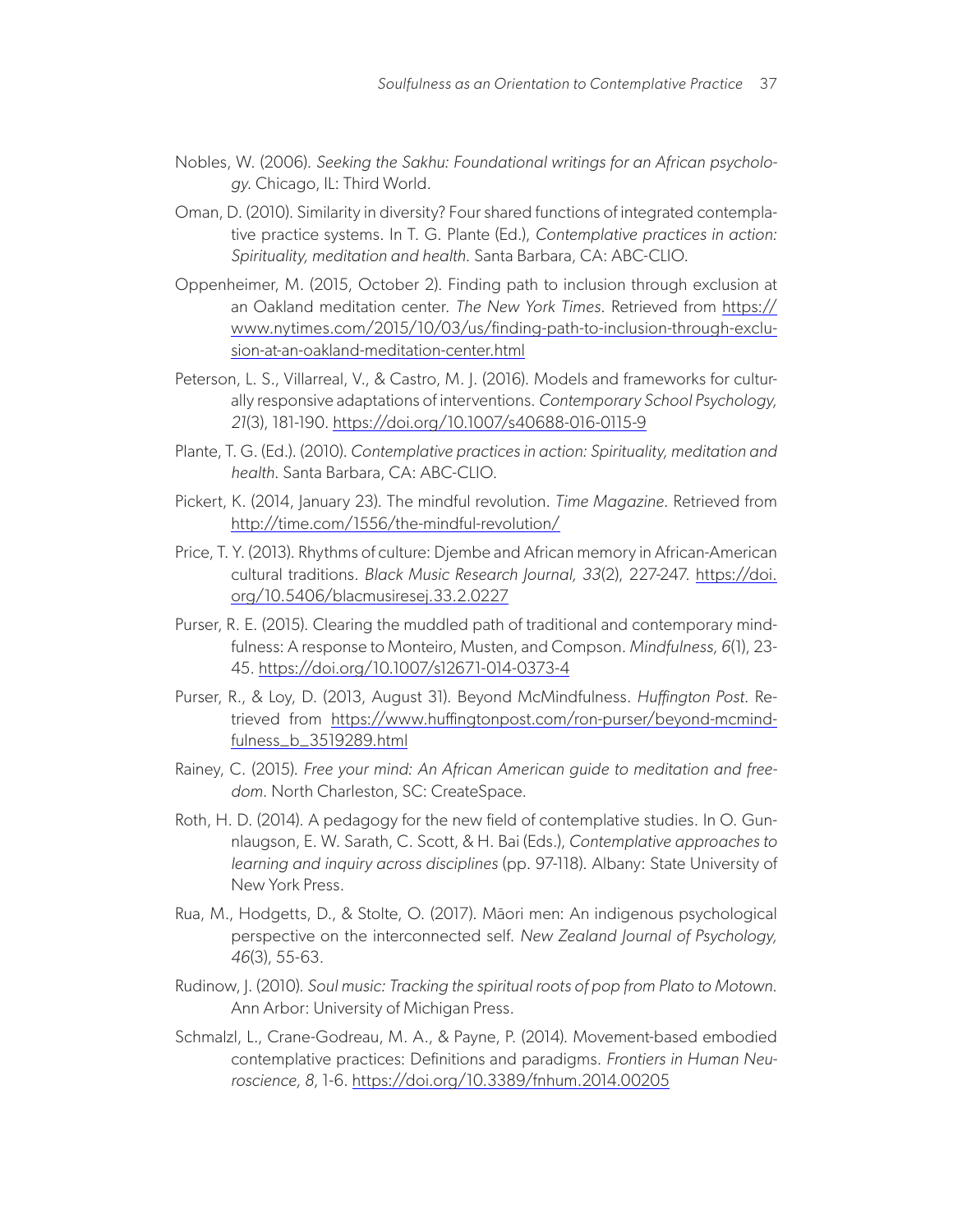Nobles, W. (2006). *Seeking the Sakhu: Foundational writings for an African psychology*. Chicago, IL: Third World.

Oman, D. (2010). Similarity in diversity? Four shared functions of integrated contemplative practice systems. In T. G. Plante (Ed.), *Contemplative practices in action: Spirituality, meditation and health*. Santa Barbara, CA: ABC-CLIO.

Oppenheimer, M. (2015, October 2). Finding path to inclusion through exclusion at an Oakland meditation center. *The New York Times*. Retrieved from https://www.nytimes.com/2015/10/03/us/finding-path-to-inclusion-through-exclusion-at-an-oakland-meditation-center.html

Peterson, L. S., Villarreal, V., & Castro, M. J. (2016). Models and frameworks for culturally responsive adaptations of interventions. *Contemporary School Psychology, 21*(3), 181-190. https://doi.org/10.1007/s40688-016-0115-9

Plante, T. G. (Ed.). (2010). *Contemplative practices in action: Spirituality, meditation and health*. Santa Barbara, CA: ABC-CLIO.

Pickert, K. (2014, January 23). The mindful revolution. *Time Magazine*. Retrieved from http://time.com/1556/the-mindful-revolution/

Price, T. Y. (2013). Rhythms of culture: Djembe and African memory in African-American cultural traditions. *Black Music Research Journal, 33*(2), 227-247. https://doi.org/10.5406/blacmusiresej.33.2.0227

Purser, R. E. (2015). Clearing the muddled path of traditional and contemporary mindfulness: A response to Monteiro, Musten, and Compson. *Mindfulness, 6*(1), 23-45. https://doi.org/10.1007/s12671-014-0373-4

Purser, R., & Loy, D. (2013, August 31). Beyond McMindfulness. *Huffington Post*. Retrieved from https://www.huffingtonpost.com/ron-purser/beyond-mcmindfulness_b_3519289.html

Rainey, C. (2015). *Free your mind: An African American guide to meditation and freedom*. North Charleston, SC: CreateSpace.

Roth, H. D. (2014). A pedagogy for the new field of contemplative studies. In O. Gunnlaugson, E. W. Sarath, C. Scott, & H. Bai (Eds.), *Contemplative approaches to learning and inquiry across disciplines* (pp. 97-118). Albany: State University of New York Press.

Rua, M., Hodgetts, D., & Stolte, O. (2017). Māori men: An indigenous psychological perspective on the interconnected self. *New Zealand Journal of Psychology, 46*(3), 55-63.

Rudinow, J. (2010). *Soul music: Tracking the spiritual roots of pop from Plato to Motown*. Ann Arbor: University of Michigan Press.

Schmalzl, L., Crane-Godreau, M. A., & Payne, P. (2014). Movement-based embodied contemplative practices: Definitions and paradigms. *Frontiers in Human Neuroscience, 8*, 1-6. https://doi.org/10.3389/fnhum.2014.00205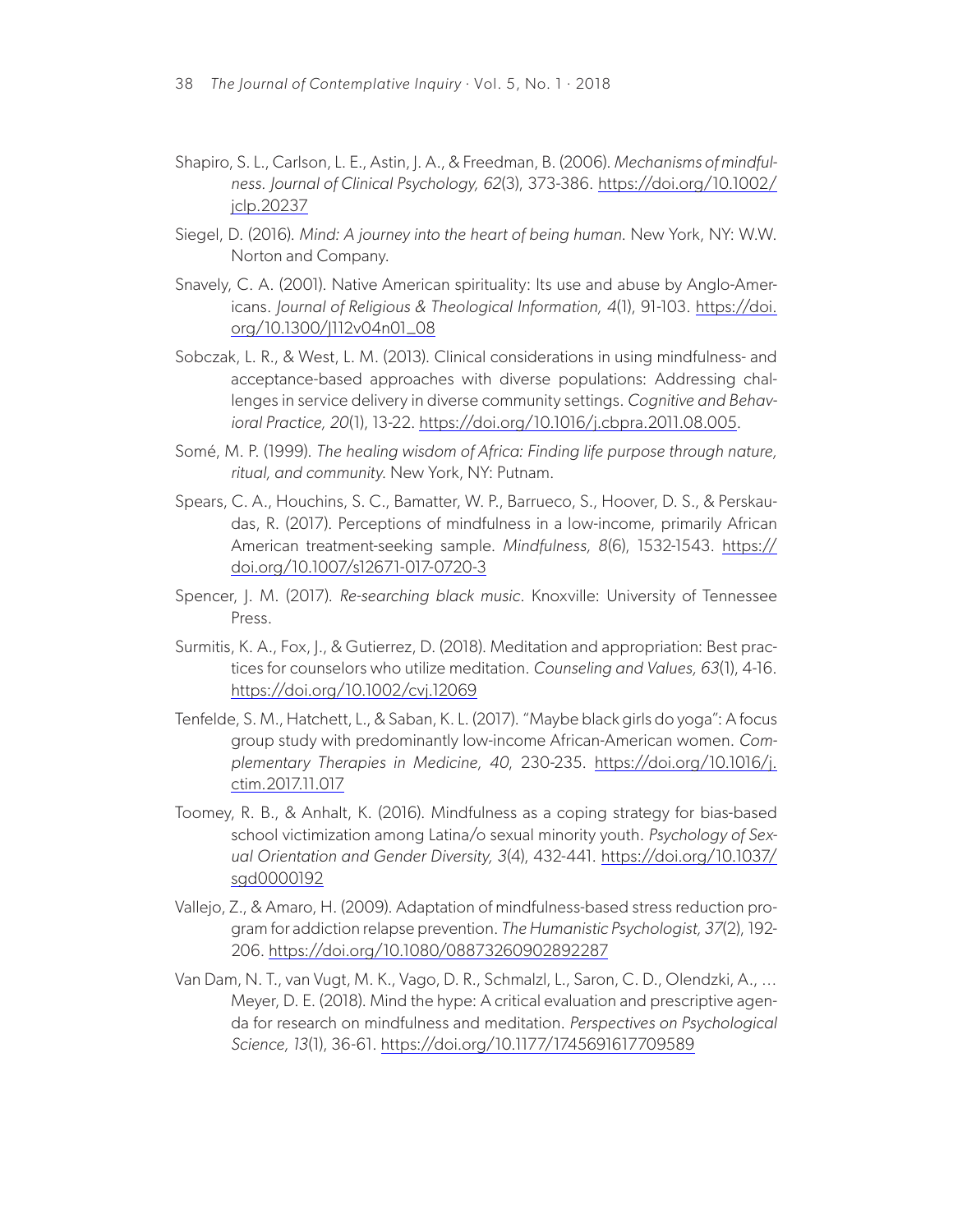Shapiro, S. L., Carlson, L. E., Astin, J. A., & Freedman, B. (2006). *Mechanisms of mindfulness. Journal of Clinical Psychology, 62*(3), 373-386. https://doi.org/10.1002/jclp.20237

Siegel, D. (2016). *Mind: A journey into the heart of being human.* New York, NY: W.W. Norton and Company.

Snavely, C. A. (2001). Native American spirituality: Its use and abuse by Anglo-Americans. *Journal of Religious & Theological Information, 4*(1), 91-103. https://doi.org/10.1300/J112v04n01_08

Sobczak, L. R., & West, L. M. (2013). Clinical considerations in using mindfulness- and acceptance-based approaches with diverse populations: Addressing challenges in service delivery in diverse community settings. *Cognitive and Behavioral Practice, 20*(1), 13-22. https://doi.org/10.1016/j.cbpra.2011.08.005.

Somé, M. P. (1999). *The healing wisdom of Africa: Finding life purpose through nature, ritual, and community.* New York, NY: Putnam.

Spears, C. A., Houchins, S. C., Bamatter, W. P., Barrueco, S., Hoover, D. S., & Perskaudas, R. (2017). Perceptions of mindfulness in a low-income, primarily African American treatment-seeking sample. *Mindfulness, 8*(6), 1532-1543. https://doi.org/10.1007/s12671-017-0720-3

Spencer, J. M. (2017). *Re-searching black music*. Knoxville: University of Tennessee Press.

Surmitis, K. A., Fox, J., & Gutierrez, D. (2018). Meditation and appropriation: Best practices for counselors who utilize meditation. *Counseling and Values, 63*(1), 4-16. https://doi.org/10.1002/cvj.12069

Tenfelde, S. M., Hatchett, L., & Saban, K. L. (2017). "Maybe black girls do yoga": A focus group study with predominantly low-income African-American women. *Complementary Therapies in Medicine, 40*, 230-235. https://doi.org/10.1016/j.ctim.2017.11.017

Toomey, R. B., & Anhalt, K. (2016). Mindfulness as a coping strategy for bias-based school victimization among Latina/o sexual minority youth. *Psychology of Sexual Orientation and Gender Diversity, 3*(4), 432-441. https://doi.org/10.1037/sgd0000192

Vallejo, Z., & Amaro, H. (2009). Adaptation of mindfulness-based stress reduction program for addiction relapse prevention. *The Humanistic Psychologist, 37*(2), 192-206. https://doi.org/10.1080/08873260902892287

Van Dam, N. T., van Vugt, M. K., Vago, D. R., Schmalzl, L., Saron, C. D., Olendzki, A., … Meyer, D. E. (2018). Mind the hype: A critical evaluation and prescriptive agenda for research on mindfulness and meditation. *Perspectives on Psychological Science, 13*(1), 36-61. https://doi.org/10.1177/1745691617709589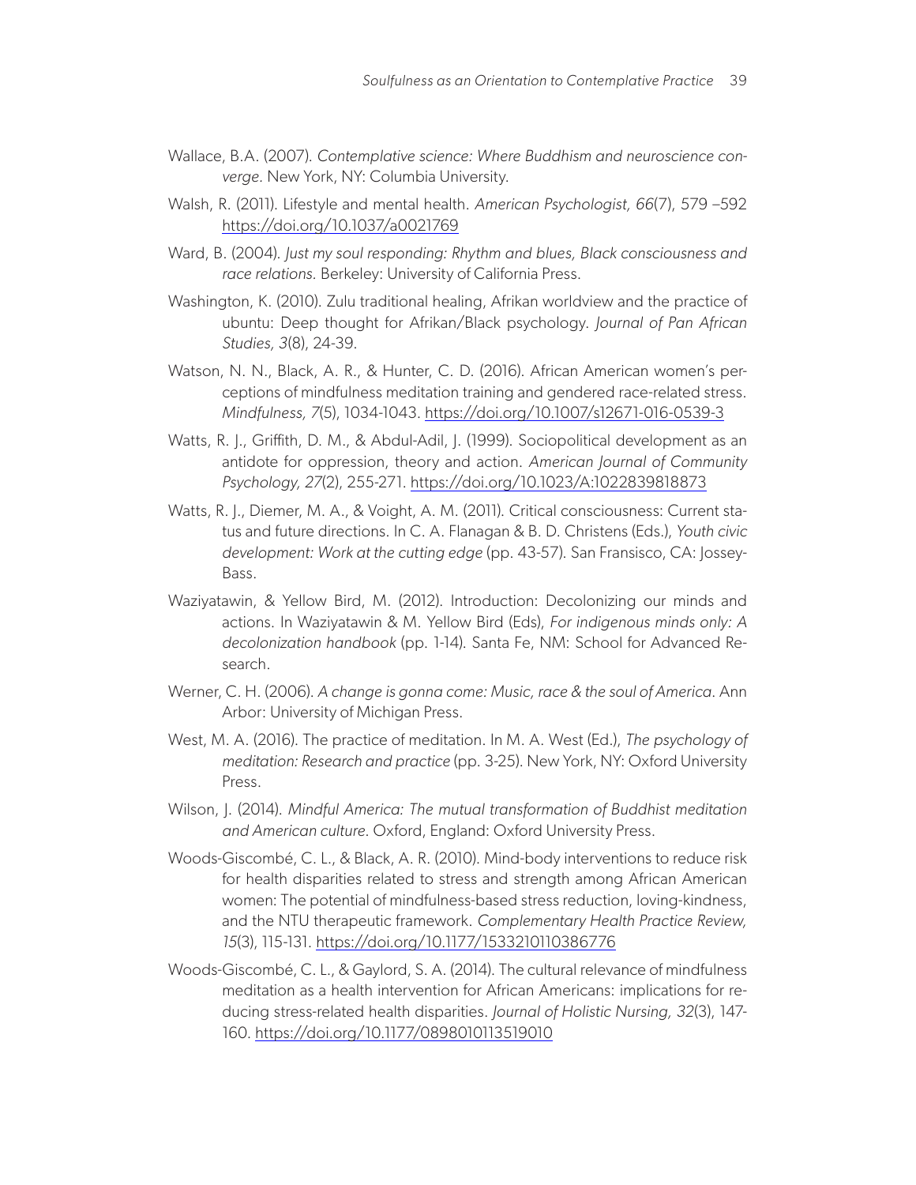Wallace, B.A. (2007). *Contemplative science: Where Buddhism and neuroscience converge*. New York, NY: Columbia University.

Walsh, R. (2011). Lifestyle and mental health. *American Psychologist, 66*(7), 579 –592 https://doi.org/10.1037/a0021769

Ward, B. (2004). *Just my soul responding: Rhythm and blues, Black consciousness and race relations*. Berkeley: University of California Press.

Washington, K. (2010). Zulu traditional healing, Afrikan worldview and the practice of ubuntu: Deep thought for Afrikan/Black psychology. *Journal of Pan African Studies, 3*(8), 24-39.

Watson, N. N., Black, A. R., & Hunter, C. D. (2016). African American women's perceptions of mindfulness meditation training and gendered race-related stress. *Mindfulness, 7*(5), 1034-1043. https://doi.org/10.1007/s12671-016-0539-3

Watts, R. J., Griffith, D. M., & Abdul-Adil, J. (1999). Sociopolitical development as an antidote for oppression, theory and action. *American Journal of Community Psychology, 27*(2), 255-271. https://doi.org/10.1023/A:1022839818873

Watts, R. J., Diemer, M. A., & Voight, A. M. (2011). Critical consciousness: Current status and future directions. In C. A. Flanagan & B. D. Christens (Eds.), *Youth civic development: Work at the cutting edge* (pp. 43-57). San Fransisco, CA: Jossey-Bass.

Waziyatawin, & Yellow Bird, M. (2012). Introduction: Decolonizing our minds and actions. In Waziyatawin & M. Yellow Bird (Eds), *For indigenous minds only: A decolonization handbook* (pp. 1-14). Santa Fe, NM: School for Advanced Research.

Werner, C. H. (2006). *A change is gonna come: Music, race & the soul of America*. Ann Arbor: University of Michigan Press.

West, M. A. (2016). The practice of meditation. In M. A. West (Ed.), *The psychology of meditation: Research and practice* (pp. 3-25). New York, NY: Oxford University Press.

Wilson, J. (2014). *Mindful America: The mutual transformation of Buddhist meditation and American culture*. Oxford, England: Oxford University Press.

Woods-Giscombé, C. L., & Black, A. R. (2010). Mind-body interventions to reduce risk for health disparities related to stress and strength among African American women: The potential of mindfulness-based stress reduction, loving-kindness, and the NTU therapeutic framework. *Complementary Health Practice Review, 15*(3), 115-131. https://doi.org/10.1177/1533210110386776

Woods-Giscombé, C. L., & Gaylord, S. A. (2014). The cultural relevance of mindfulness meditation as a health intervention for African Americans: implications for reducing stress-related health disparities. *Journal of Holistic Nursing, 32*(3), 147-160. https://doi.org/10.1177/0898010113519010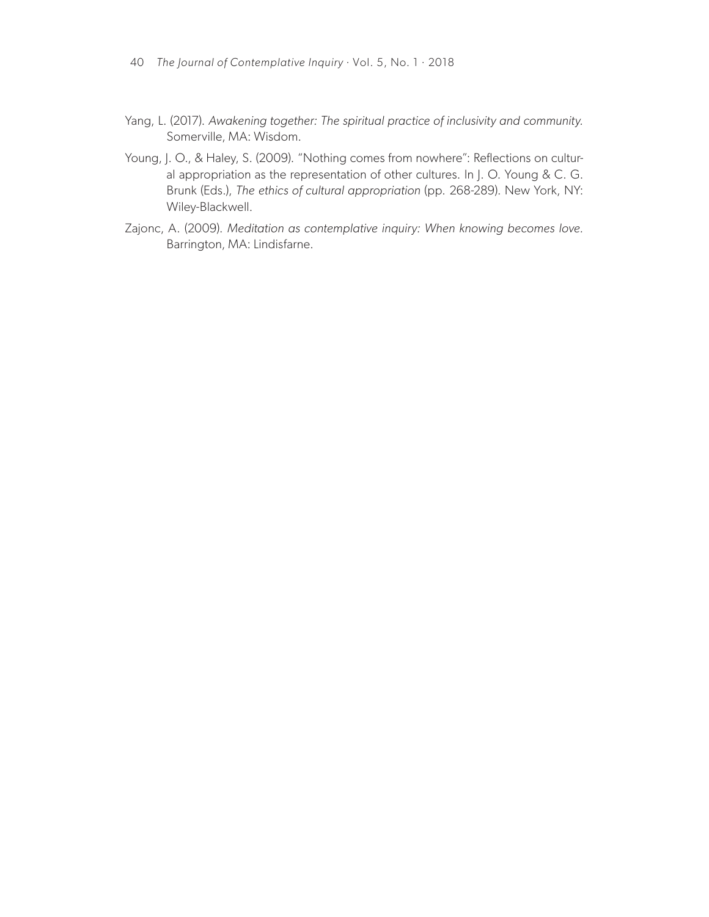Yang, L. (2017). *Awakening together: The spiritual practice of inclusivity and community.* Somerville, MA: Wisdom.

Young, J. O., & Haley, S. (2009). "Nothing comes from nowhere": Reflections on cultural appropriation as the representation of other cultures. In J. O. Young & C. G. Brunk (Eds.), *The ethics of cultural appropriation* (pp. 268-289). New York, NY: Wiley-Blackwell.

Zajonc, A. (2009). *Meditation as contemplative inquiry: When knowing becomes love.* Barrington, MA: Lindisfarne.